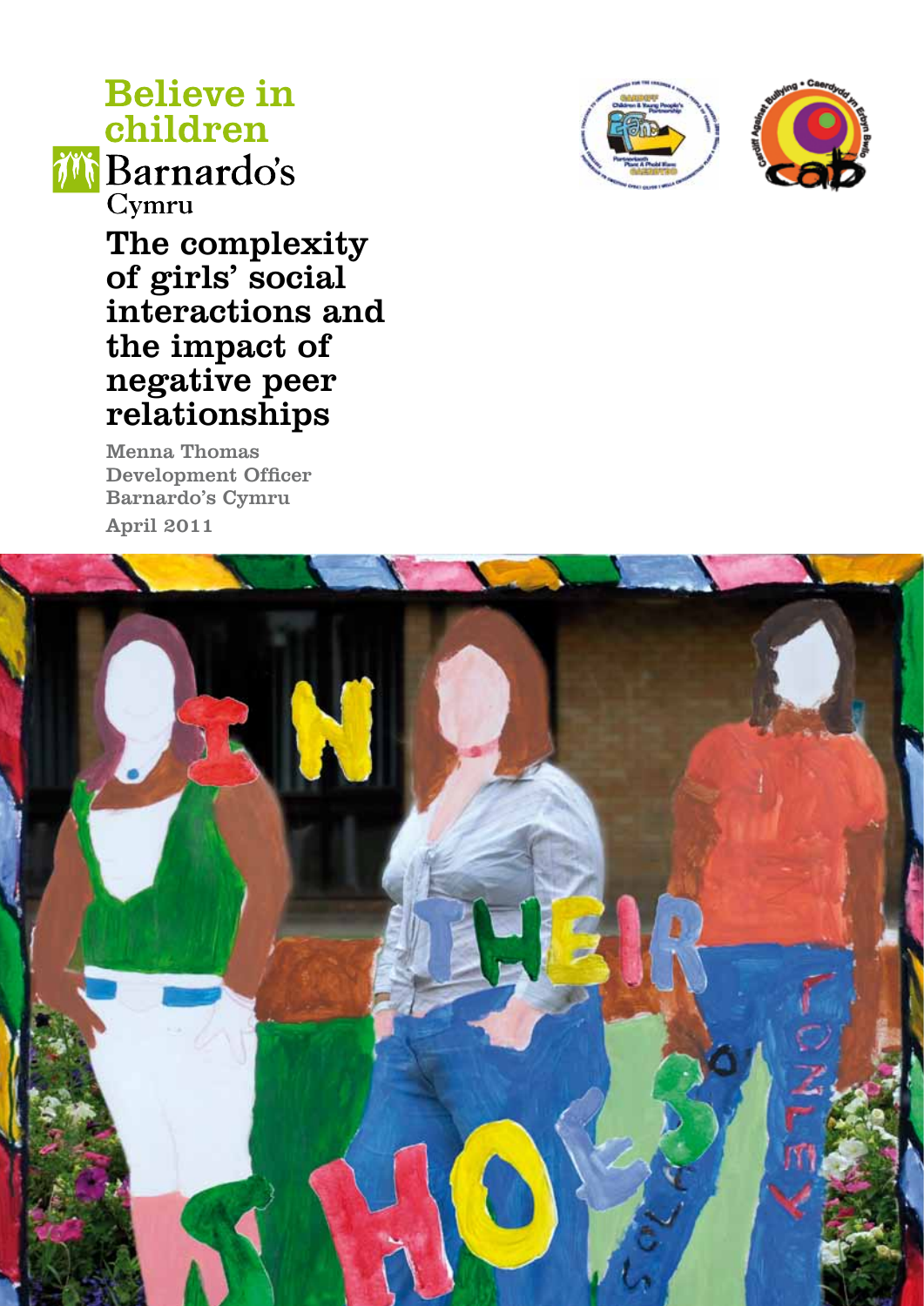Believe in children

Barnardo's Cymru

# The complexity of girls' social interactions and the impact of negative peer relationships

Menna Thomas
Development Officer
Barnardo's Cymru

April 2011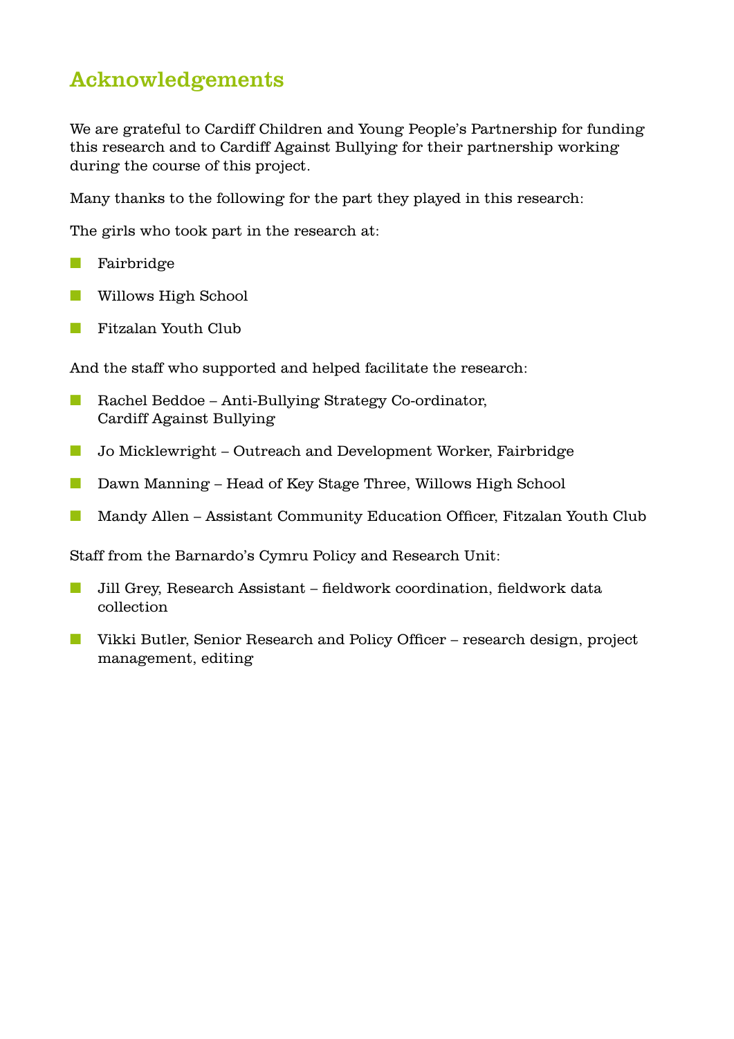## Acknowledgements

We are grateful to Cardiff Children and Young People's Partnership for funding this research and to Cardiff Against Bullying for their partnership working during the course of this project.

Many thanks to the following for the part they played in this research:

The girls who took part in the research at:

- Fairbridge
- Willows High School
- Fitzalan Youth Club

And the staff who supported and helped facilitate the research:

- Rachel Beddoe – Anti-Bullying Strategy Co-ordinator, Cardiff Against Bullying
- Jo Micklewright – Outreach and Development Worker, Fairbridge
- Dawn Manning – Head of Key Stage Three, Willows High School
- Mandy Allen – Assistant Community Education Officer, Fitzalan Youth Club

Staff from the Barnardo's Cymru Policy and Research Unit:

- Jill Grey, Research Assistant – fieldwork coordination, fieldwork data collection
- Vikki Butler, Senior Research and Policy Officer – research design, project management, editing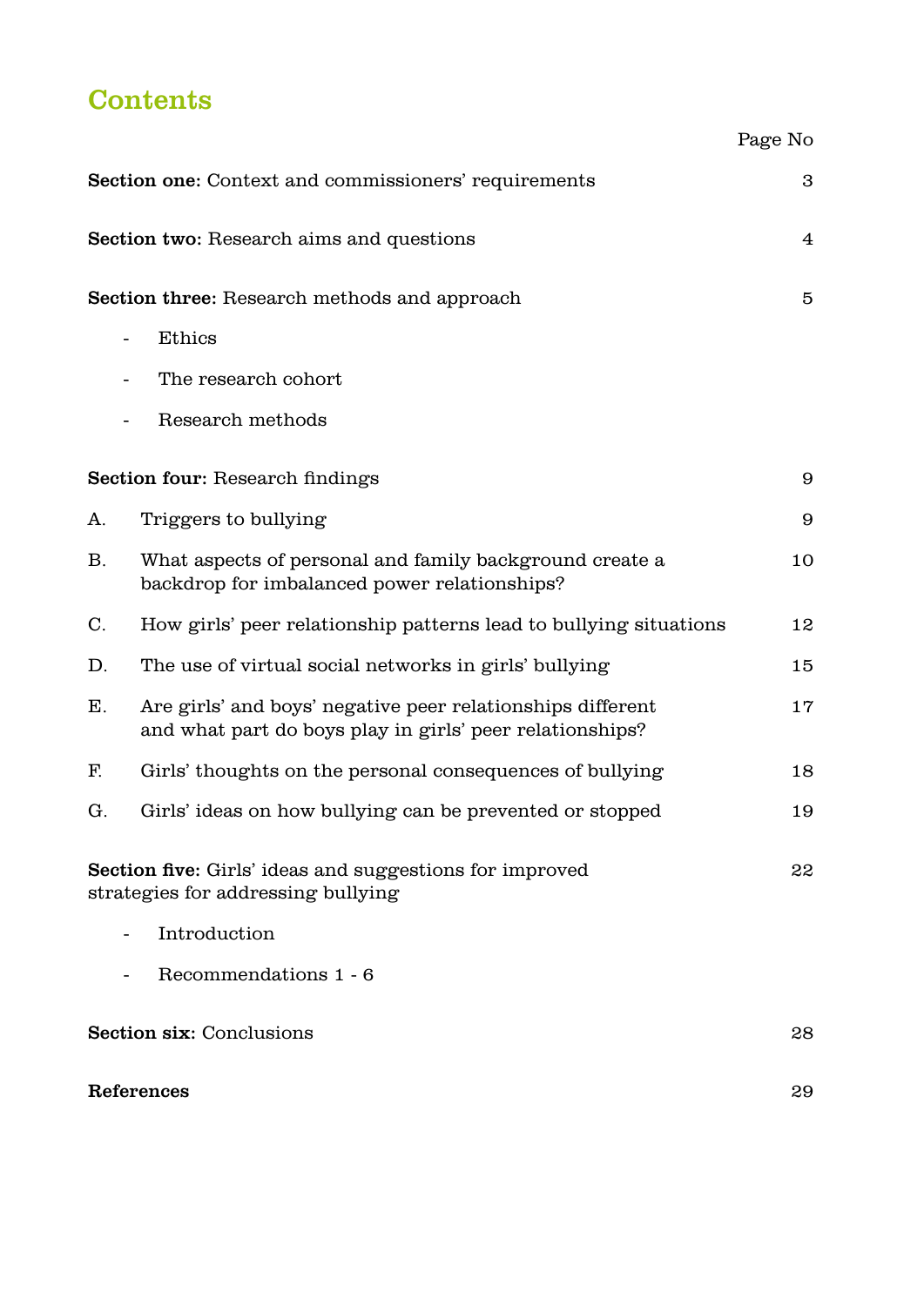# Contents

| | Page No |
|---|---|
| **Section one:** Context and commissioners' requirements | 3 |
| **Section two:** Research aims and questions | 4 |
| **Section three:** Research methods and approach | 5 |
| - Ethics | |
| - The research cohort | |
| - Research methods | |
| **Section four:** Research findings | 9 |
| A. Triggers to bullying | 9 |
| B. What aspects of personal and family background create a backdrop for imbalanced power relationships? | 10 |
| C. How girls' peer relationship patterns lead to bullying situations | 12 |
| D. The use of virtual social networks in girls' bullying | 15 |
| E. Are girls' and boys' negative peer relationships different and what part do boys play in girls' peer relationships? | 17 |
| F. Girls' thoughts on the personal consequences of bullying | 18 |
| G. Girls' ideas on how bullying can be prevented or stopped | 19 |
| **Section five:** Girls' ideas and suggestions for improved strategies for addressing bullying | 22 |
| - Introduction | |
| - Recommendations 1 - 6 | |
| **Section six:** Conclusions | 28 |
| **References** | 29 |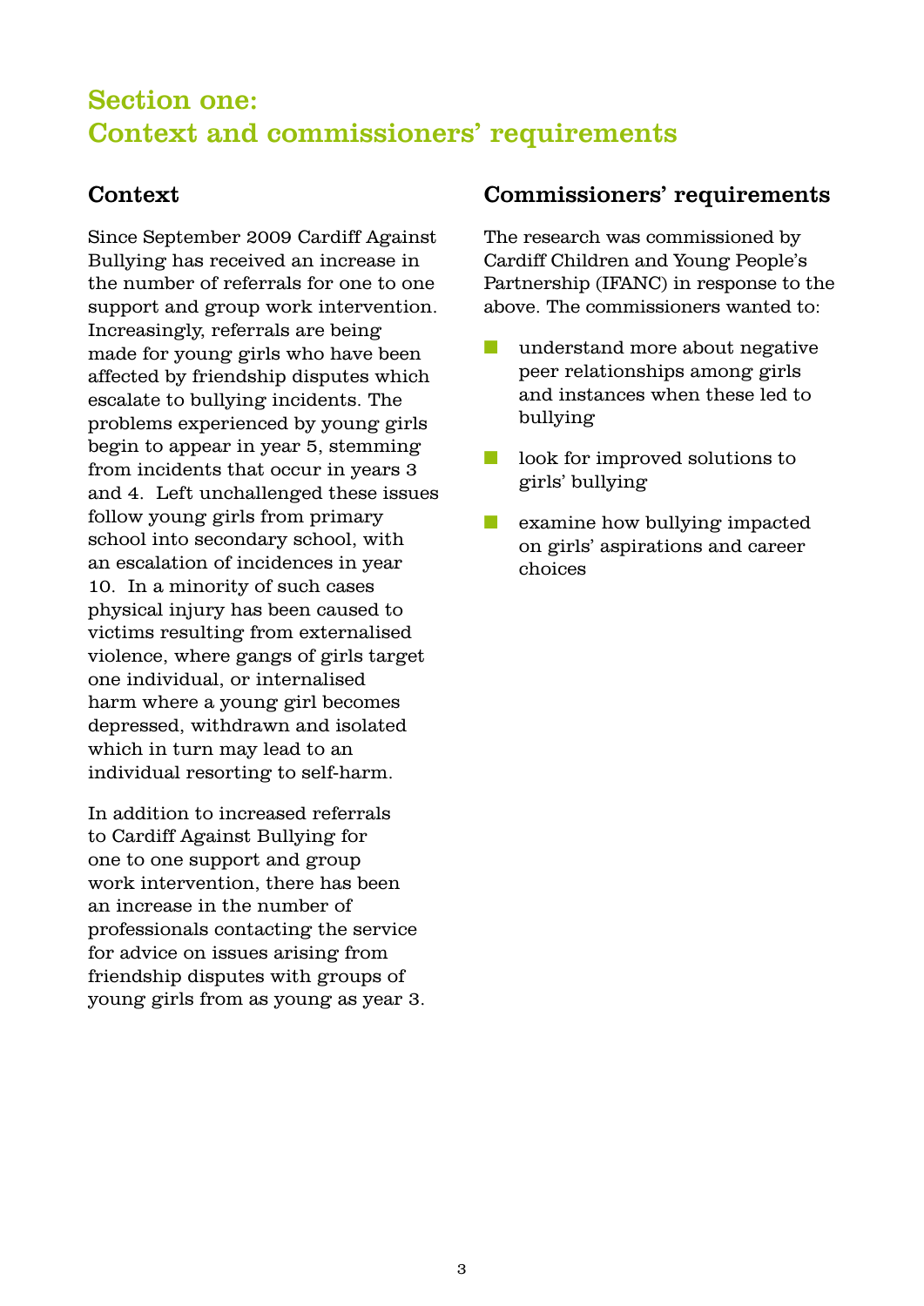# Section one: Context and commissioners' requirements

## Context

Since September 2009 Cardiff Against Bullying has received an increase in the number of referrals for one to one support and group work intervention. Increasingly, referrals are being made for young girls who have been affected by friendship disputes which escalate to bullying incidents. The problems experienced by young girls begin to appear in year 5, stemming from incidents that occur in years 3 and 4. Left unchallenged these issues follow young girls from primary school into secondary school, with an escalation of incidences in year 10. In a minority of such cases physical injury has been caused to victims resulting from externalised violence, where gangs of girls target one individual, or internalised harm where a young girl becomes depressed, withdrawn and isolated which in turn may lead to an individual resorting to self-harm.

In addition to increased referrals to Cardiff Against Bullying for one to one support and group work intervention, there has been an increase in the number of professionals contacting the service for advice on issues arising from friendship disputes with groups of young girls from as young as year 3.

## Commissioners' requirements

The research was commissioned by Cardiff Children and Young People's Partnership (IFANC) in response to the above. The commissioners wanted to:

- understand more about negative peer relationships among girls and instances when these led to bullying
- look for improved solutions to girls' bullying
- examine how bullying impacted on girls' aspirations and career choices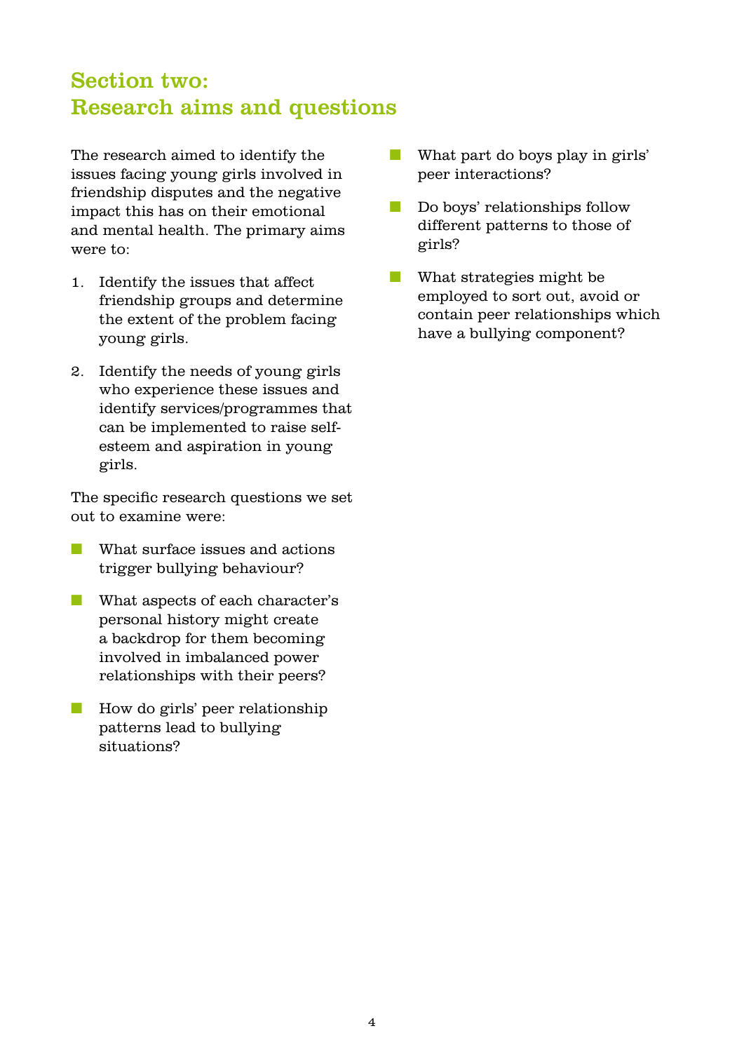## Section two: Research aims and questions

The research aimed to identify the issues facing young girls involved in friendship disputes and the negative impact this has on their emotional and mental health. The primary aims were to:

1. Identify the issues that affect friendship groups and determine the extent of the problem facing young girls.
2. Identify the needs of young girls who experience these issues and identify services/programmes that can be implemented to raise self-esteem and aspiration in young girls.

The specific research questions we set out to examine were:

- What surface issues and actions trigger bullying behaviour?
- What aspects of each character's personal history might create a backdrop for them becoming involved in imbalanced power relationships with their peers?
- How do girls' peer relationship patterns lead to bullying situations?
- What part do boys play in girls' peer interactions?
- Do boys' relationships follow different patterns to those of girls?
- What strategies might be employed to sort out, avoid or contain peer relationships which have a bullying component?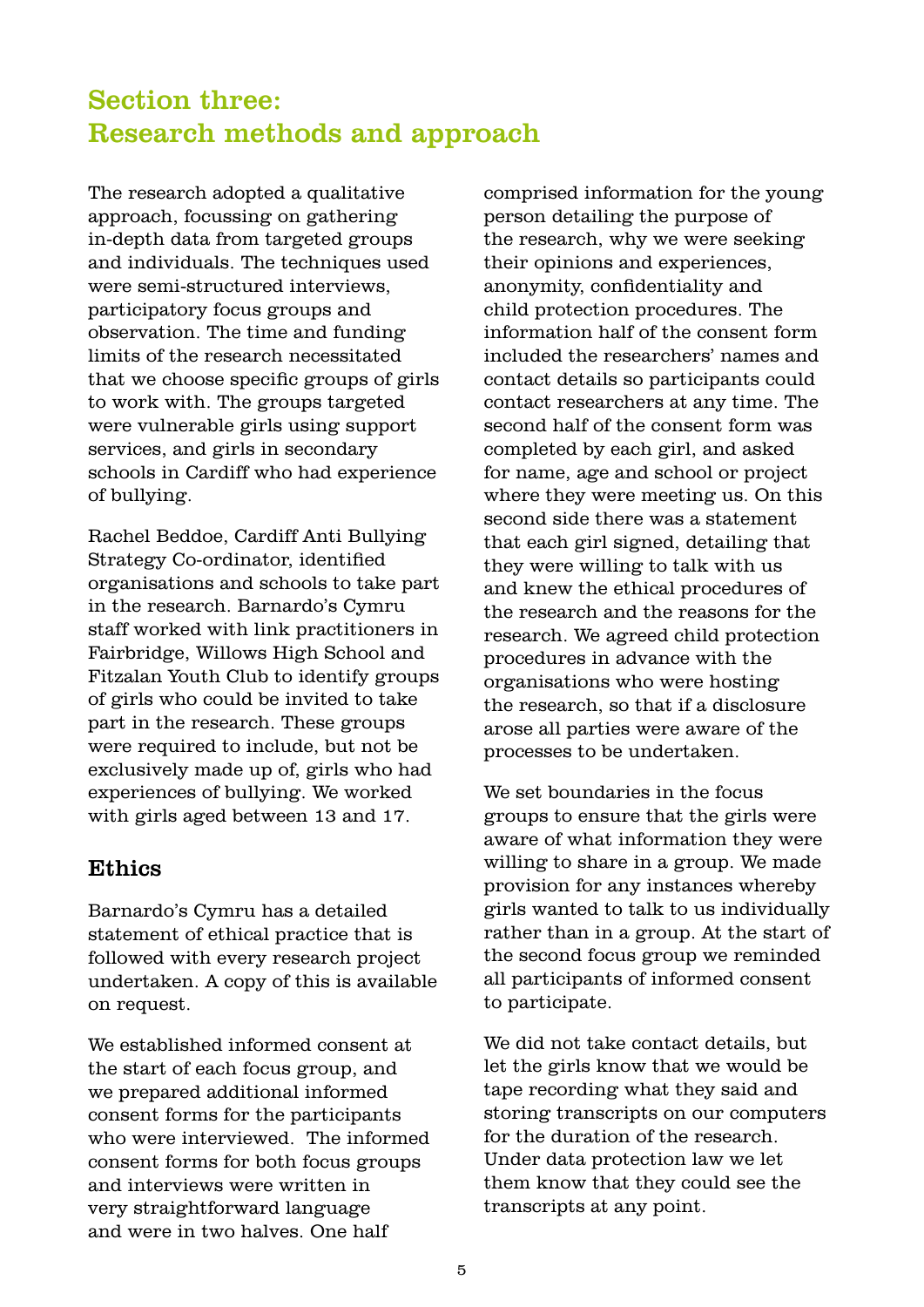# Section three: Research methods and approach

The research adopted a qualitative approach, focussing on gathering in-depth data from targeted groups and individuals. The techniques used were semi-structured interviews, participatory focus groups and observation. The time and funding limits of the research necessitated that we choose specific groups of girls to work with. The groups targeted were vulnerable girls using support services, and girls in secondary schools in Cardiff who had experience of bullying.

Rachel Beddoe, Cardiff Anti Bullying Strategy Co-ordinator, identified organisations and schools to take part in the research. Barnardo's Cymru staff worked with link practitioners in Fairbridge, Willows High School and Fitzalan Youth Club to identify groups of girls who could be invited to take part in the research. These groups were required to include, but not be exclusively made up of, girls who had experiences of bullying. We worked with girls aged between 13 and 17.

## Ethics

Barnardo's Cymru has a detailed statement of ethical practice that is followed with every research project undertaken. A copy of this is available on request.

We established informed consent at the start of each focus group, and we prepared additional informed consent forms for the participants who were interviewed. The informed consent forms for both focus groups and interviews were written in very straightforward language and were in two halves. One half comprised information for the young person detailing the purpose of the research, why we were seeking their opinions and experiences, anonymity, confidentiality and child protection procedures. The information half of the consent form included the researchers' names and contact details so participants could contact researchers at any time. The second half of the consent form was completed by each girl, and asked for name, age and school or project where they were meeting us. On this second side there was a statement that each girl signed, detailing that they were willing to talk with us and knew the ethical procedures of the research and the reasons for the research. We agreed child protection procedures in advance with the organisations who were hosting the research, so that if a disclosure arose all parties were aware of the processes to be undertaken.

We set boundaries in the focus groups to ensure that the girls were aware of what information they were willing to share in a group. We made provision for any instances whereby girls wanted to talk to us individually rather than in a group. At the start of the second focus group we reminded all participants of informed consent to participate.

We did not take contact details, but let the girls know that we would be tape recording what they said and storing transcripts on our computers for the duration of the research. Under data protection law we let them know that they could see the transcripts at any point.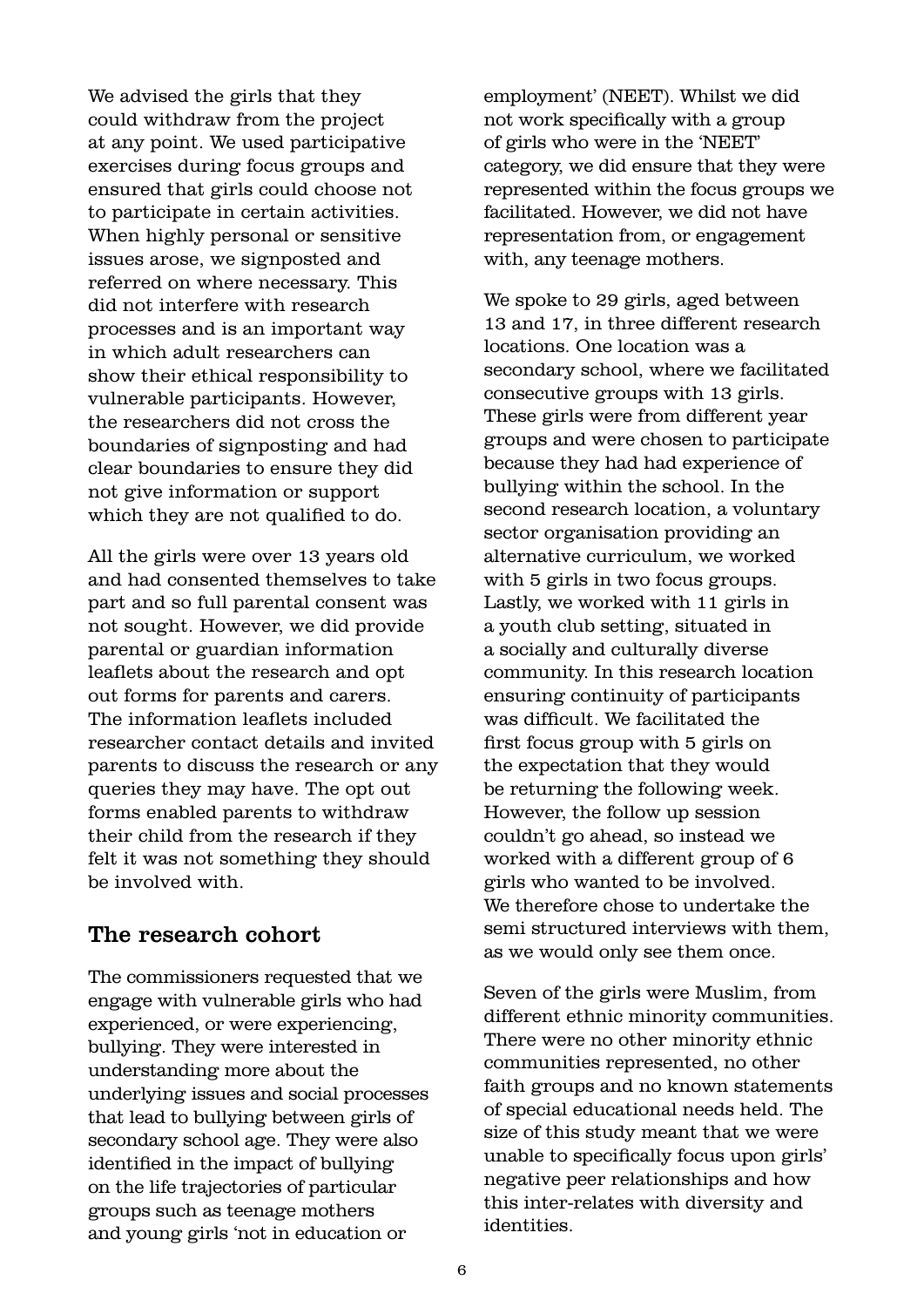We advised the girls that they could withdraw from the project at any point. We used participative exercises during focus groups and ensured that girls could choose not to participate in certain activities. When highly personal or sensitive issues arose, we signposted and referred on where necessary. This did not interfere with research processes and is an important way in which adult researchers can show their ethical responsibility to vulnerable participants. However, the researchers did not cross the boundaries of signposting and had clear boundaries to ensure they did not give information or support which they are not qualified to do.

All the girls were over 13 years old and had consented themselves to take part and so full parental consent was not sought. However, we did provide parental or guardian information leaflets about the research and opt out forms for parents and carers. The information leaflets included researcher contact details and invited parents to discuss the research or any queries they may have. The opt out forms enabled parents to withdraw their child from the research if they felt it was not something they should be involved with.

## The research cohort

The commissioners requested that we engage with vulnerable girls who had experienced, or were experiencing, bullying. They were interested in understanding more about the underlying issues and social processes that lead to bullying between girls of secondary school age. They were also identified in the impact of bullying on the life trajectories of particular groups such as teenage mothers and young girls 'not in education or employment' (NEET). Whilst we did not work specifically with a group of girls who were in the 'NEET' category, we did ensure that they were represented within the focus groups we facilitated. However, we did not have representation from, or engagement with, any teenage mothers.

We spoke to 29 girls, aged between 13 and 17, in three different research locations. One location was a secondary school, where we facilitated consecutive groups with 13 girls. These girls were from different year groups and were chosen to participate because they had had experience of bullying within the school. In the second research location, a voluntary sector organisation providing an alternative curriculum, we worked with 5 girls in two focus groups. Lastly, we worked with 11 girls in a youth club setting, situated in a socially and culturally diverse community. In this research location ensuring continuity of participants was difficult. We facilitated the first focus group with 5 girls on the expectation that they would be returning the following week. However, the follow up session couldn't go ahead, so instead we worked with a different group of 6 girls who wanted to be involved. We therefore chose to undertake the semi structured interviews with them, as we would only see them once.

Seven of the girls were Muslim, from different ethnic minority communities. There were no other minority ethnic communities represented, no other faith groups and no known statements of special educational needs held. The size of this study meant that we were unable to specifically focus upon girls' negative peer relationships and how this inter-relates with diversity and identities.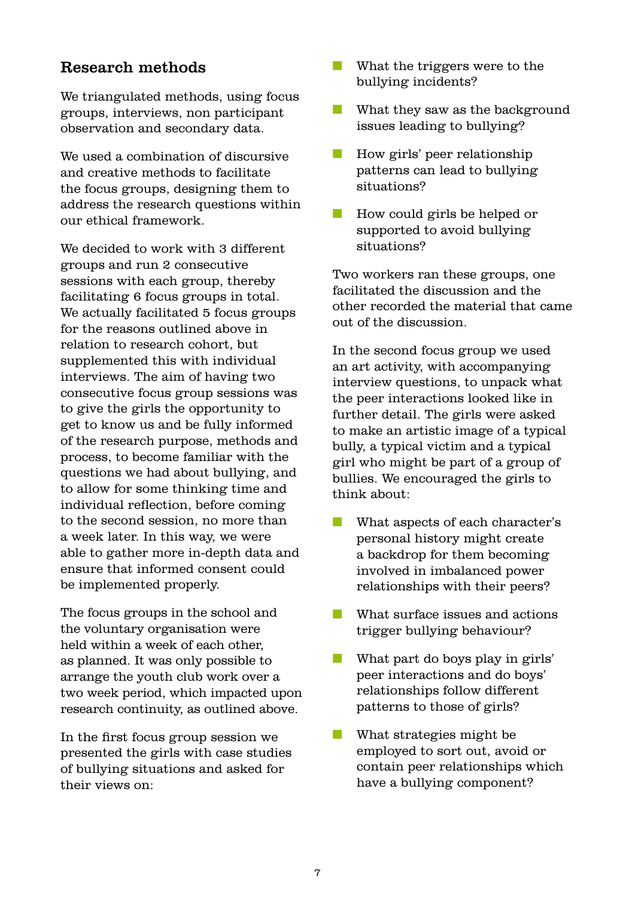## Research methods

We triangulated methods, using focus groups, interviews, non participant observation and secondary data.

We used a combination of discursive and creative methods to facilitate the focus groups, designing them to address the research questions within our ethical framework.

We decided to work with 3 different groups and run 2 consecutive sessions with each group, thereby facilitating 6 focus groups in total. We actually facilitated 5 focus groups for the reasons outlined above in relation to research cohort, but supplemented this with individual interviews. The aim of having two consecutive focus group sessions was to give the girls the opportunity to get to know us and be fully informed of the research purpose, methods and process, to become familiar with the questions we had about bullying, and to allow for some thinking time and individual reflection, before coming to the second session, no more than a week later. In this way, we were able to gather more in-depth data and ensure that informed consent could be implemented properly.

The focus groups in the school and the voluntary organisation were held within a week of each other, as planned. It was only possible to arrange the youth club work over a two week period, which impacted upon research continuity, as outlined above.

In the first focus group session we presented the girls with case studies of bullying situations and asked for their views on:

- What the triggers were to the bullying incidents?
- What they saw as the background issues leading to bullying?
- How girls' peer relationship patterns can lead to bullying situations?
- How could girls be helped or supported to avoid bullying situations?

Two workers ran these groups, one facilitated the discussion and the other recorded the material that came out of the discussion.

In the second focus group we used an art activity, with accompanying interview questions, to unpack what the peer interactions looked like in further detail. The girls were asked to make an artistic image of a typical bully, a typical victim and a typical girl who might be part of a group of bullies. We encouraged the girls to think about:

- What aspects of each character's personal history might create a backdrop for them becoming involved in imbalanced power relationships with their peers?
- What surface issues and actions trigger bullying behaviour?
- What part do boys play in girls' peer interactions and do boys' relationships follow different patterns to those of girls?
- What strategies might be employed to sort out, avoid or contain peer relationships which have a bullying component?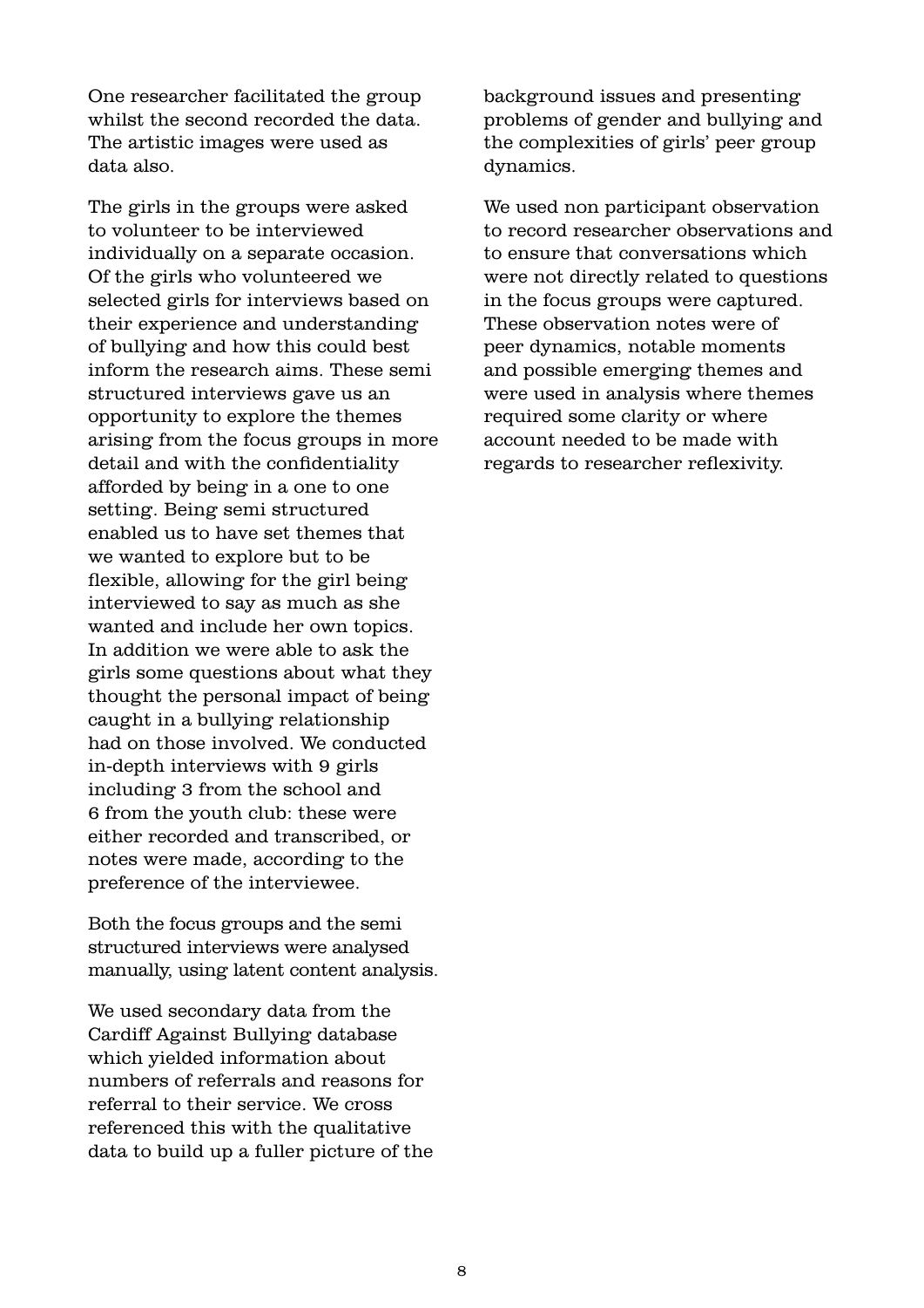One researcher facilitated the group whilst the second recorded the data. The artistic images were used as data also.

The girls in the groups were asked to volunteer to be interviewed individually on a separate occasion. Of the girls who volunteered we selected girls for interviews based on their experience and understanding of bullying and how this could best inform the research aims. These semi structured interviews gave us an opportunity to explore the themes arising from the focus groups in more detail and with the confidentiality afforded by being in a one to one setting. Being semi structured enabled us to have set themes that we wanted to explore but to be flexible, allowing for the girl being interviewed to say as much as she wanted and include her own topics. In addition we were able to ask the girls some questions about what they thought the personal impact of being caught in a bullying relationship had on those involved. We conducted in-depth interviews with 9 girls including 3 from the school and 6 from the youth club: these were either recorded and transcribed, or notes were made, according to the preference of the interviewee.

Both the focus groups and the semi structured interviews were analysed manually, using latent content analysis.

We used secondary data from the Cardiff Against Bullying database which yielded information about numbers of referrals and reasons for referral to their service. We cross referenced this with the qualitative data to build up a fuller picture of the background issues and presenting problems of gender and bullying and the complexities of girls' peer group dynamics.

We used non participant observation to record researcher observations and to ensure that conversations which were not directly related to questions in the focus groups were captured. These observation notes were of peer dynamics, notable moments and possible emerging themes and were used in analysis where themes required some clarity or where account needed to be made with regards to researcher reflexivity.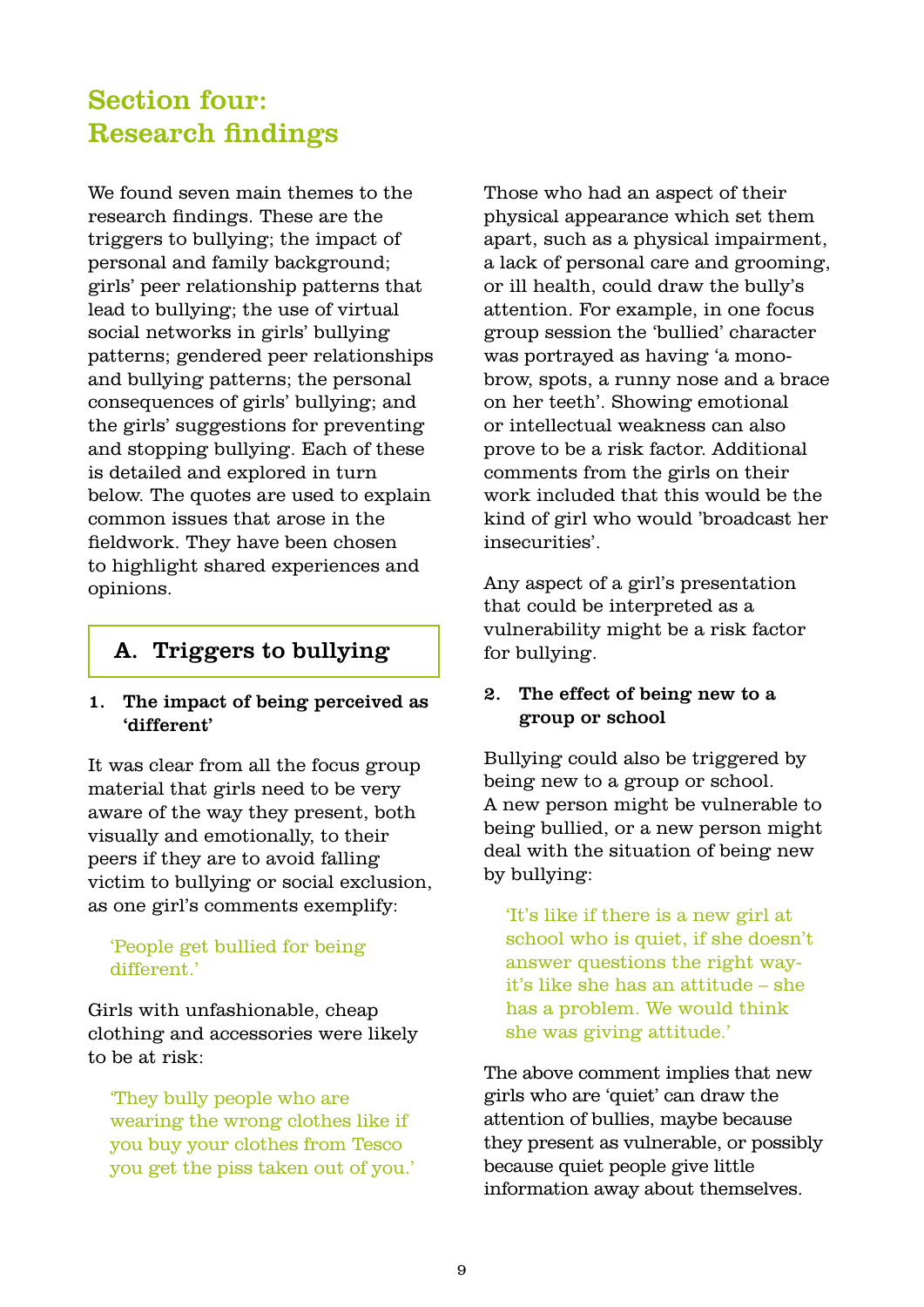# Section four: Research findings

We found seven main themes to the research findings. These are the triggers to bullying; the impact of personal and family background; girls' peer relationship patterns that lead to bullying; the use of virtual social networks in girls' bullying patterns; gendered peer relationships and bullying patterns; the personal consequences of girls' bullying; and the girls' suggestions for preventing and stopping bullying. Each of these is detailed and explored in turn below. The quotes are used to explain common issues that arose in the fieldwork. They have been chosen to highlight shared experiences and opinions.

## A. Triggers to bullying

### 1. The impact of being perceived as 'different'

It was clear from all the focus group material that girls need to be very aware of the way they present, both visually and emotionally, to their peers if they are to avoid falling victim to bullying or social exclusion, as one girl's comments exemplify:

> 'People get bullied for being different.'

Girls with unfashionable, cheap clothing and accessories were likely to be at risk:

> 'They bully people who are wearing the wrong clothes like if you buy your clothes from Tesco you get the piss taken out of you.'

Those who had an aspect of their physical appearance which set them apart, such as a physical impairment, a lack of personal care and grooming, or ill health, could draw the bully's attention. For example, in one focus group session the 'bullied' character was portrayed as having 'a mono-brow, spots, a runny nose and a brace on her teeth'. Showing emotional or intellectual weakness can also prove to be a risk factor. Additional comments from the girls on their work included that this would be the kind of girl who would 'broadcast her insecurities'.

Any aspect of a girl's presentation that could be interpreted as a vulnerability might be a risk factor for bullying.

### 2. The effect of being new to a group or school

Bullying could also be triggered by being new to a group or school. A new person might be vulnerable to being bullied, or a new person might deal with the situation of being new by bullying:

> 'It's like if there is a new girl at school who is quiet, if she doesn't answer questions the right way- it's like she has an attitude – she has a problem. We would think she was giving attitude.'

The above comment implies that new girls who are 'quiet' can draw the attention of bullies, maybe because they present as vulnerable, or possibly because quiet people give little information away about themselves.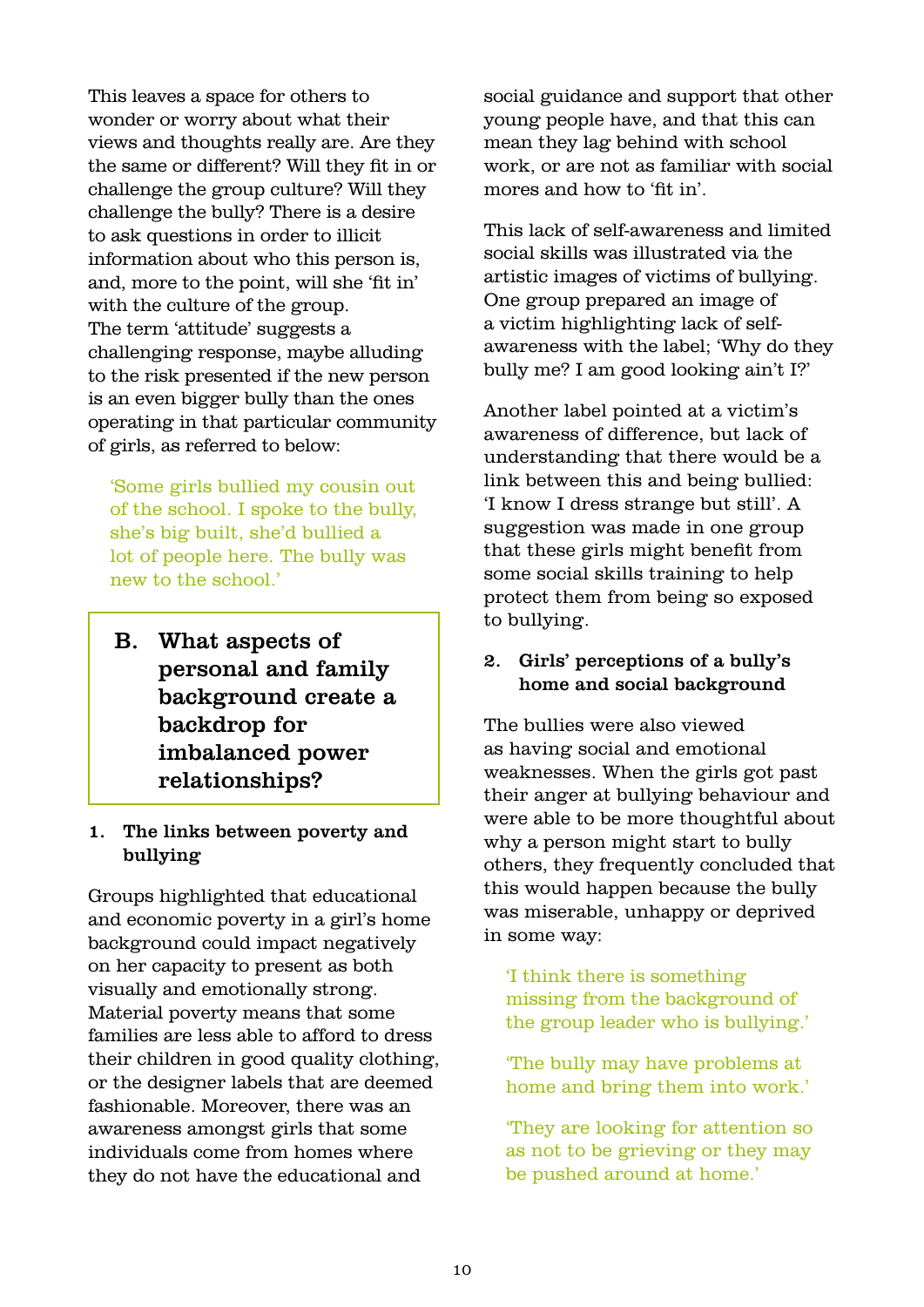This leaves a space for others to wonder or worry about what their views and thoughts really are. Are they the same or different? Will they fit in or challenge the group culture? Will they challenge the bully? There is a desire to ask questions in order to illicit information about who this person is, and, more to the point, will she 'fit in' with the culture of the group. The term 'attitude' suggests a challenging response, maybe alluding to the risk presented if the new person is an even bigger bully than the ones operating in that particular community of girls, as referred to below:

> 'Some girls bullied my cousin out of the school. I spoke to the bully, she's big built, she'd bullied a lot of people here. The bully was new to the school.'

## B. What aspects of personal and family background create a backdrop for imbalanced power relationships?

### 1. The links between poverty and bullying

Groups highlighted that educational and economic poverty in a girl's home background could impact negatively on her capacity to present as both visually and emotionally strong. Material poverty means that some families are less able to afford to dress their children in good quality clothing, or the designer labels that are deemed fashionable. Moreover, there was an awareness amongst girls that some individuals come from homes where they do not have the educational and social guidance and support that other young people have, and that this can mean they lag behind with school work, or are not as familiar with social mores and how to 'fit in'.

This lack of self-awareness and limited social skills was illustrated via the artistic images of victims of bullying. One group prepared an image of a victim highlighting lack of self-awareness with the label; 'Why do they bully me? I am good looking ain't I?'

Another label pointed at a victim's awareness of difference, but lack of understanding that there would be a link between this and being bullied: 'I know I dress strange but still'. A suggestion was made in one group that these girls might benefit from some social skills training to help protect them from being so exposed to bullying.

### 2. Girls' perceptions of a bully's home and social background

The bullies were also viewed as having social and emotional weaknesses. When the girls got past their anger at bullying behaviour and were able to be more thoughtful about why a person might start to bully others, they frequently concluded that this would happen because the bully was miserable, unhappy or deprived in some way:

> 'I think there is something missing from the background of the group leader who is bullying.'

> 'The bully may have problems at home and bring them into work.'

> 'They are looking for attention so as not to be grieving or they may be pushed around at home.'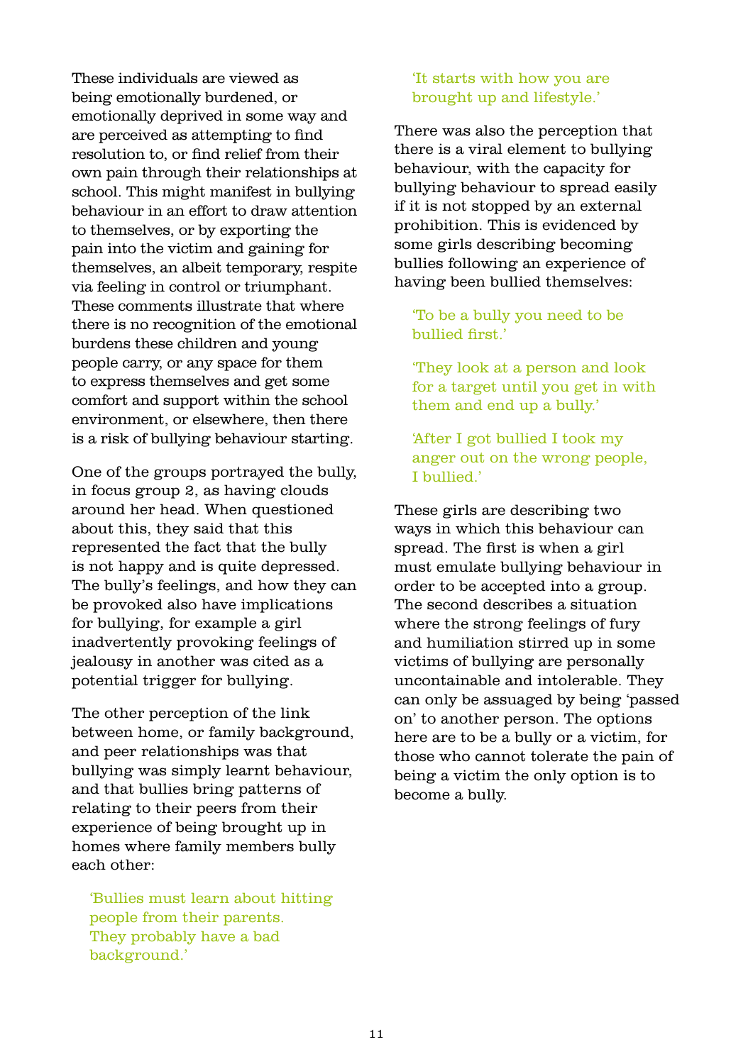These individuals are viewed as being emotionally burdened, or emotionally deprived in some way and are perceived as attempting to find resolution to, or find relief from their own pain through their relationships at school. This might manifest in bullying behaviour in an effort to draw attention to themselves, or by exporting the pain into the victim and gaining for themselves, an albeit temporary, respite via feeling in control or triumphant. These comments illustrate that where there is no recognition of the emotional burdens these children and young people carry, or any space for them to express themselves and get some comfort and support within the school environment, or elsewhere, then there is a risk of bullying behaviour starting.

One of the groups portrayed the bully, in focus group 2, as having clouds around her head. When questioned about this, they said that this represented the fact that the bully is not happy and is quite depressed. The bully's feelings, and how they can be provoked also have implications for bullying, for example a girl inadvertently provoking feelings of jealousy in another was cited as a potential trigger for bullying.

The other perception of the link between home, or family background, and peer relationships was that bullying was simply learnt behaviour, and that bullies bring patterns of relating to their peers from their experience of being brought up in homes where family members bully each other:

> 'Bullies must learn about hitting people from their parents. They probably have a bad background.'

> 'It starts with how you are brought up and lifestyle.'

There was also the perception that there is a viral element to bullying behaviour, with the capacity for bullying behaviour to spread easily if it is not stopped by an external prohibition. This is evidenced by some girls describing becoming bullies following an experience of having been bullied themselves:

> 'To be a bully you need to be bullied first.'

> 'They look at a person and look for a target until you get in with them and end up a bully.'

> 'After I got bullied I took my anger out on the wrong people, I bullied.'

These girls are describing two ways in which this behaviour can spread. The first is when a girl must emulate bullying behaviour in order to be accepted into a group. The second describes a situation where the strong feelings of fury and humiliation stirred up in some victims of bullying are personally uncontainable and intolerable. They can only be assuaged by being 'passed on' to another person. The options here are to be a bully or a victim, for those who cannot tolerate the pain of being a victim the only option is to become a bully.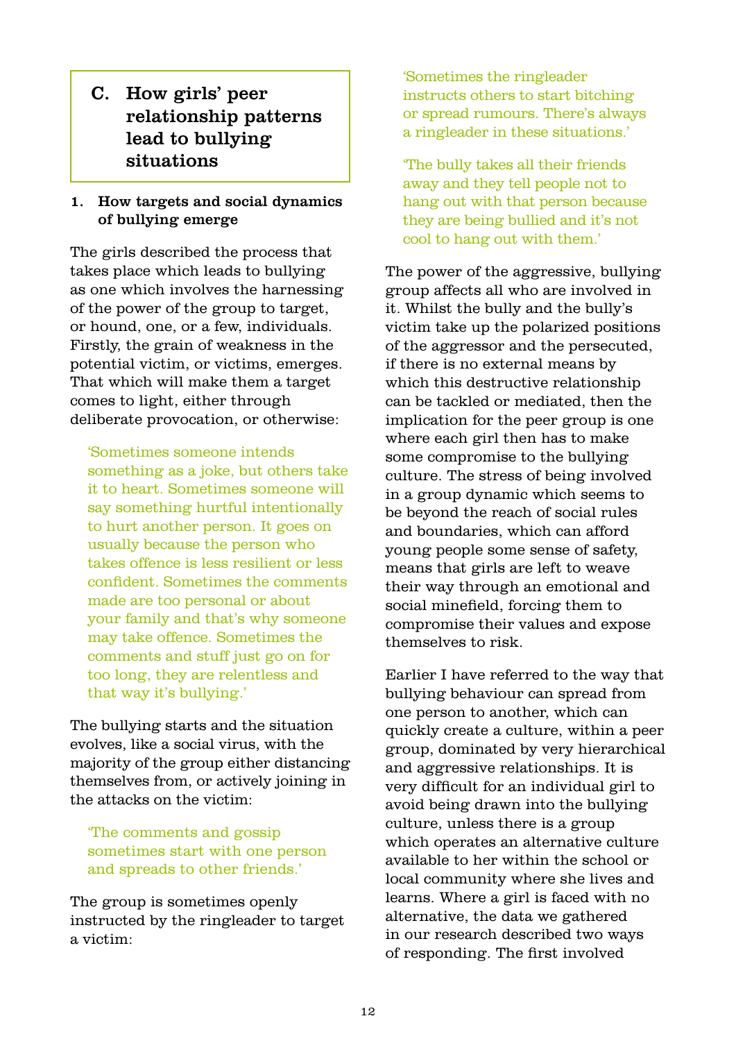## C. How girls' peer relationship patterns lead to bullying situations

### 1. How targets and social dynamics of bullying emerge

The girls described the process that takes place which leads to bullying as one which involves the harnessing of the power of the group to target, or hound, one, or a few, individuals. Firstly, the grain of weakness in the potential victim, or victims, emerges. That which will make them a target comes to light, either through deliberate provocation, or otherwise:

> 'Sometimes someone intends something as a joke, but others take it to heart. Sometimes someone will say something hurtful intentionally to hurt another person. It goes on usually because the person who takes offence is less resilient or less confident. Sometimes the comments made are too personal or about your family and that's why someone may take offence. Sometimes the comments and stuff just go on for too long, they are relentless and that way it's bullying.'

The bullying starts and the situation evolves, like a social virus, with the majority of the group either distancing themselves from, or actively joining in the attacks on the victim:

> 'The comments and gossip sometimes start with one person and spreads to other friends.'

The group is sometimes openly instructed by the ringleader to target a victim:

> 'Sometimes the ringleader instructs others to start bitching or spread rumours. There's always a ringleader in these situations.'

> 'The bully takes all their friends away and they tell people not to hang out with that person because they are being bullied and it's not cool to hang out with them.'

The power of the aggressive, bullying group affects all who are involved in it. Whilst the bully and the bully's victim take up the polarized positions of the aggressor and the persecuted, if there is no external means by which this destructive relationship can be tackled or mediated, then the implication for the peer group is one where each girl then has to make some compromise to the bullying culture. The stress of being involved in a group dynamic which seems to be beyond the reach of social rules and boundaries, which can afford young people some sense of safety, means that girls are left to weave their way through an emotional and social minefield, forcing them to compromise their values and expose themselves to risk.

Earlier I have referred to the way that bullying behaviour can spread from one person to another, which can quickly create a culture, within a peer group, dominated by very hierarchical and aggressive relationships. It is very difficult for an individual girl to avoid being drawn into the bullying culture, unless there is a group which operates an alternative culture available to her within the school or local community where she lives and learns. Where a girl is faced with no alternative, the data we gathered in our research described two ways of responding. The first involved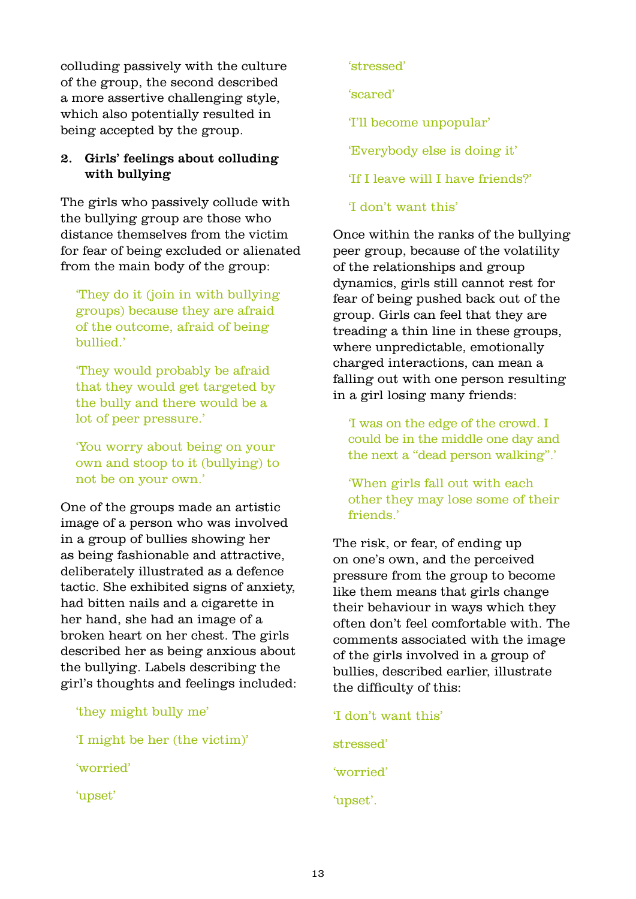colluding passively with the culture of the group, the second described a more assertive challenging style, which also potentially resulted in being accepted by the group.

### 2. Girls' feelings about colluding with bullying

The girls who passively collude with the bullying group are those who distance themselves from the victim for fear of being excluded or alienated from the main body of the group:

> 'They do it (join in with bullying groups) because they are afraid of the outcome, afraid of being bullied.'

> 'They would probably be afraid that they would get targeted by the bully and there would be a lot of peer pressure.'

> 'You worry about being on your own and stoop to it (bullying) to not be on your own.'

One of the groups made an artistic image of a person who was involved in a group of bullies showing her as being fashionable and attractive, deliberately illustrated as a defence tactic. She exhibited signs of anxiety, had bitten nails and a cigarette in her hand, she had an image of a broken heart on her chest. The girls described her as being anxious about the bullying. Labels describing the girl's thoughts and feelings included:

> 'they might bully me'
>
> 'I might be her (the victim)'
>
> 'worried'
>
> 'upset'
>
> 'stressed'
>
> 'scared'
>
> 'I'll become unpopular'
>
> 'Everybody else is doing it'
>
> 'If I leave will I have friends?'
>
> 'I don't want this'

Once within the ranks of the bullying peer group, because of the volatility of the relationships and group dynamics, girls still cannot rest for fear of being pushed back out of the group. Girls can feel that they are treading a thin line in these groups, where unpredictable, emotionally charged interactions, can mean a falling out with one person resulting in a girl losing many friends:

> 'I was on the edge of the crowd. I could be in the middle one day and the next a "dead person walking".'

> 'When girls fall out with each other they may lose some of their friends.'

The risk, or fear, of ending up on one's own, and the perceived pressure from the group to become like them means that girls change their behaviour in ways which they often don't feel comfortable with. The comments associated with the image of the girls involved in a group of bullies, described earlier, illustrate the difficulty of this:

'I don't want this'

stressed'

'worried'

'upset'.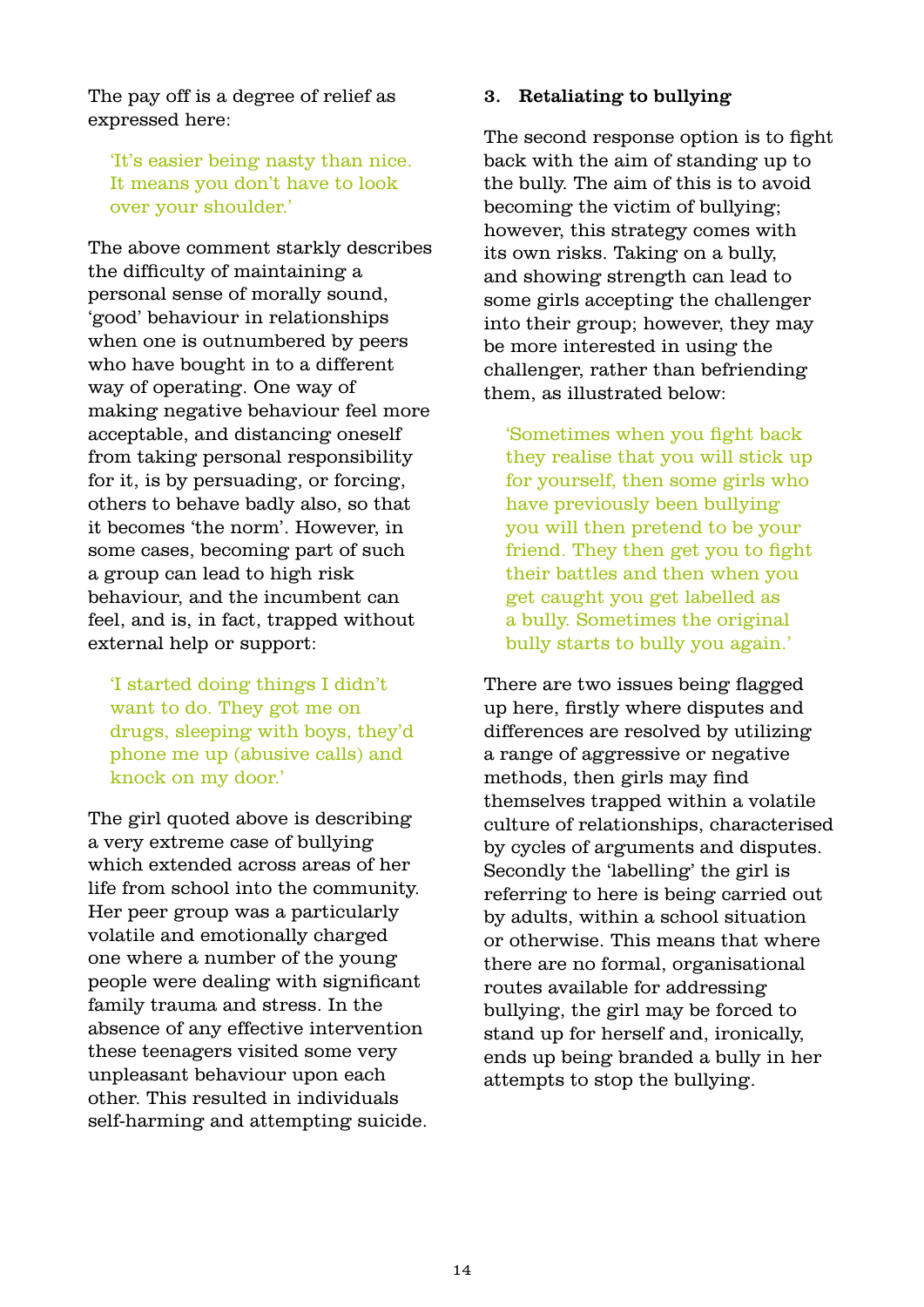The pay off is a degree of relief as expressed here:

> 'It's easier being nasty than nice. It means you don't have to look over your shoulder.'

The above comment starkly describes the difficulty of maintaining a personal sense of morally sound, 'good' behaviour in relationships when one is outnumbered by peers who have bought in to a different way of operating. One way of making negative behaviour feel more acceptable, and distancing oneself from taking personal responsibility for it, is by persuading, or forcing, others to behave badly also, so that it becomes 'the norm'. However, in some cases, becoming part of such a group can lead to high risk behaviour, and the incumbent can feel, and is, in fact, trapped without external help or support:

> 'I started doing things I didn't want to do. They got me on drugs, sleeping with boys, they'd phone me up (abusive calls) and knock on my door.'

The girl quoted above is describing a very extreme case of bullying which extended across areas of her life from school into the community. Her peer group was a particularly volatile and emotionally charged one where a number of the young people were dealing with significant family trauma and stress. In the absence of any effective intervention these teenagers visited some very unpleasant behaviour upon each other. This resulted in individuals self-harming and attempting suicide.

### 3. Retaliating to bullying

The second response option is to fight back with the aim of standing up to the bully. The aim of this is to avoid becoming the victim of bullying; however, this strategy comes with its own risks. Taking on a bully, and showing strength can lead to some girls accepting the challenger into their group; however, they may be more interested in using the challenger, rather than befriending them, as illustrated below:

> 'Sometimes when you fight back they realise that you will stick up for yourself, then some girls who have previously been bullying you will then pretend to be your friend. They then get you to fight their battles and then when you get caught you get labelled as a bully. Sometimes the original bully starts to bully you again.'

There are two issues being flagged up here, firstly where disputes and differences are resolved by utilizing a range of aggressive or negative methods, then girls may find themselves trapped within a volatile culture of relationships, characterised by cycles of arguments and disputes. Secondly the 'labelling' the girl is referring to here is being carried out by adults, within a school situation or otherwise. This means that where there are no formal, organisational routes available for addressing bullying, the girl may be forced to stand up for herself and, ironically, ends up being branded a bully in her attempts to stop the bullying.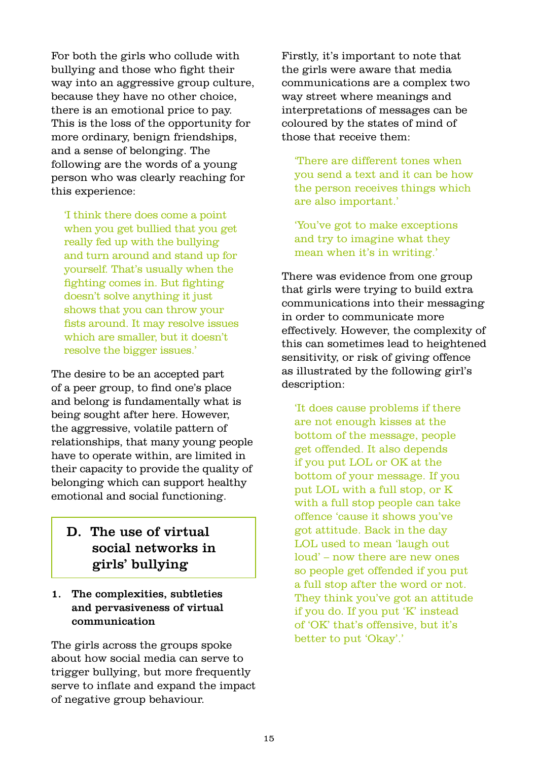For both the girls who collude with bullying and those who fight their way into an aggressive group culture, because they have no other choice, there is an emotional price to pay. This is the loss of the opportunity for more ordinary, benign friendships, and a sense of belonging. The following are the words of a young person who was clearly reaching for this experience:

> 'I think there does come a point when you get bullied that you get really fed up with the bullying and turn around and stand up for yourself. That's usually when the fighting comes in. But fighting doesn't solve anything it just shows that you can throw your fists around. It may resolve issues which are smaller, but it doesn't resolve the bigger issues.'

The desire to be an accepted part of a peer group, to find one's place and belong is fundamentally what is being sought after here. However, the aggressive, volatile pattern of relationships, that many young people have to operate within, are limited in their capacity to provide the quality of belonging which can support healthy emotional and social functioning.

## D. The use of virtual social networks in girls' bullying

### 1. The complexities, subtleties and pervasiveness of virtual communication

The girls across the groups spoke about how social media can serve to trigger bullying, but more frequently serve to inflate and expand the impact of negative group behaviour.

Firstly, it's important to note that the girls were aware that media communications are a complex two way street where meanings and interpretations of messages can be coloured by the states of mind of those that receive them:

> 'There are different tones when you send a text and it can be how the person receives things which are also important.'

> 'You've got to make exceptions and try to imagine what they mean when it's in writing.'

There was evidence from one group that girls were trying to build extra communications into their messaging in order to communicate more effectively. However, the complexity of this can sometimes lead to heightened sensitivity, or risk of giving offence as illustrated by the following girl's description:

> 'It does cause problems if there are not enough kisses at the bottom of the message, people get offended. It also depends if you put LOL or OK at the bottom of your message. If you put LOL with a full stop, or K with a full stop people can take offence 'cause it shows you've got attitude. Back in the day LOL used to mean 'laugh out loud' – now there are new ones so people get offended if you put a full stop after the word or not. They think you've got an attitude if you do. If you put 'K' instead of 'OK' that's offensive, but it's better to put 'Okay'.'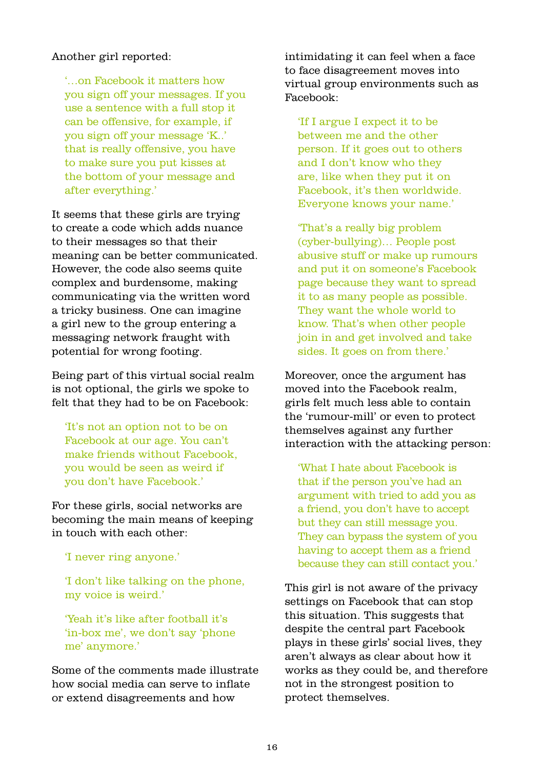Another girl reported:

> '…on Facebook it matters how you sign off your messages. If you use a sentence with a full stop it can be offensive, for example, if you sign off your message 'K..' that is really offensive, you have to make sure you put kisses at the bottom of your message and after everything.'

It seems that these girls are trying to create a code which adds nuance to their messages so that their meaning can be better communicated. However, the code also seems quite complex and burdensome, making communicating via the written word a tricky business. One can imagine a girl new to the group entering a messaging network fraught with potential for wrong footing.

Being part of this virtual social realm is not optional, the girls we spoke to felt that they had to be on Facebook:

> 'It's not an option not to be on Facebook at our age. You can't make friends without Facebook, you would be seen as weird if you don't have Facebook.'

For these girls, social networks are becoming the main means of keeping in touch with each other:

> 'I never ring anyone.'

> 'I don't like talking on the phone, my voice is weird.'

> 'Yeah it's like after football it's 'in-box me', we don't say 'phone me' anymore.'

Some of the comments made illustrate how social media can serve to inflate or extend disagreements and how intimidating it can feel when a face to face disagreement moves into virtual group environments such as Facebook:

> 'If I argue I expect it to be between me and the other person. If it goes out to others and I don't know who they are, like when they put it on Facebook, it's then worldwide. Everyone knows your name.'

> 'That's a really big problem (cyber-bullying)… People post abusive stuff or make up rumours and put it on someone's Facebook page because they want to spread it to as many people as possible. They want the whole world to know. That's when other people join in and get involved and take sides. It goes on from there.'

Moreover, once the argument has moved into the Facebook realm, girls felt much less able to contain the 'rumour-mill' or even to protect themselves against any further interaction with the attacking person:

> 'What I hate about Facebook is that if the person you've had an argument with tried to add you as a friend, you don't have to accept but they can still message you. They can bypass the system of you having to accept them as a friend because they can still contact you.'

This girl is not aware of the privacy settings on Facebook that can stop this situation. This suggests that despite the central part Facebook plays in these girls' social lives, they aren't always as clear about how it works as they could be, and therefore not in the strongest position to protect themselves.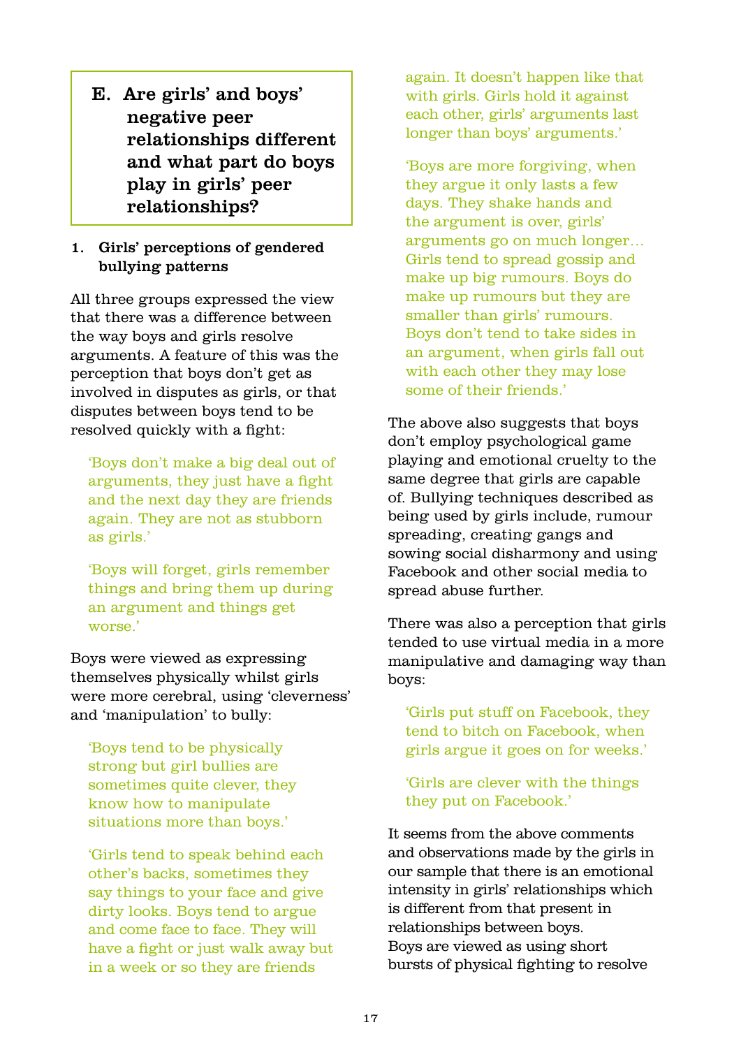## E. Are girls' and boys' negative peer relationships different and what part do boys play in girls' peer relationships?

### 1. Girls' perceptions of gendered bullying patterns

All three groups expressed the view that there was a difference between the way boys and girls resolve arguments. A feature of this was the perception that boys don't get as involved in disputes as girls, or that disputes between boys tend to be resolved quickly with a fight:

> 'Boys don't make a big deal out of arguments, they just have a fight and the next day they are friends again. They are not as stubborn as girls.'

> 'Boys will forget, girls remember things and bring them up during an argument and things get worse.'

Boys were viewed as expressing themselves physically whilst girls were more cerebral, using 'cleverness' and 'manipulation' to bully:

> 'Boys tend to be physically strong but girl bullies are sometimes quite clever, they know how to manipulate situations more than boys.'

> 'Girls tend to speak behind each other's backs, sometimes they say things to your face and give dirty looks. Boys tend to argue and come face to face. They will have a fight or just walk away but in a week or so they are friends again. It doesn't happen like that with girls. Girls hold it against each other, girls' arguments last longer than boys' arguments.'

> 'Boys are more forgiving, when they argue it only lasts a few days. They shake hands and the argument is over, girls' arguments go on much longer… Girls tend to spread gossip and make up big rumours. Boys do make up rumours but they are smaller than girls' rumours. Boys don't tend to take sides in an argument, when girls fall out with each other they may lose some of their friends.'

The above also suggests that boys don't employ psychological game playing and emotional cruelty to the same degree that girls are capable of. Bullying techniques described as being used by girls include, rumour spreading, creating gangs and sowing social disharmony and using Facebook and other social media to spread abuse further.

There was also a perception that girls tended to use virtual media in a more manipulative and damaging way than boys:

> 'Girls put stuff on Facebook, they tend to bitch on Facebook, when girls argue it goes on for weeks.'

> 'Girls are clever with the things they put on Facebook.'

It seems from the above comments and observations made by the girls in our sample that there is an emotional intensity in girls' relationships which is different from that present in relationships between boys. Boys are viewed as using short bursts of physical fighting to resolve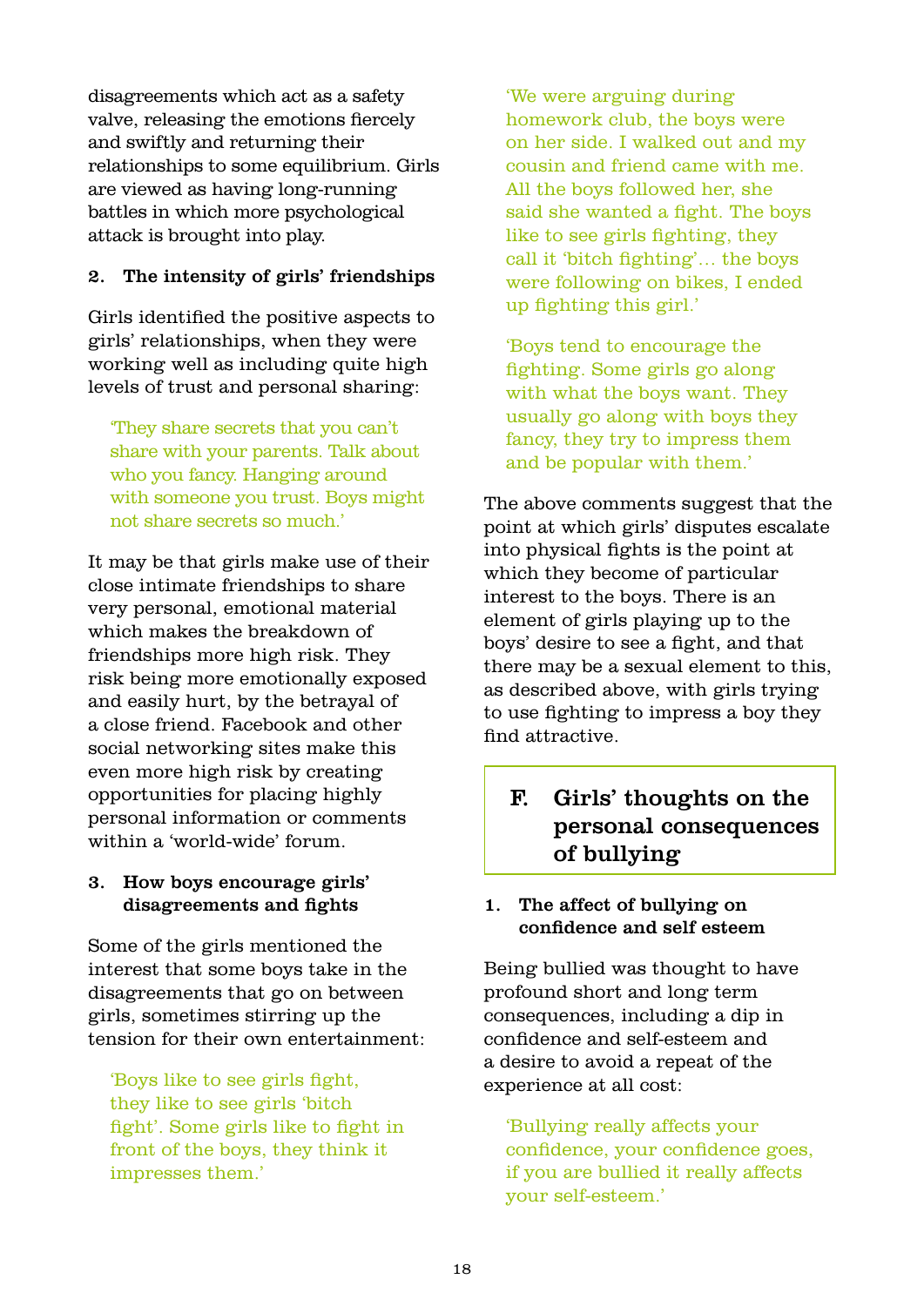disagreements which act as a safety valve, releasing the emotions fiercely and swiftly and returning their relationships to some equilibrium. Girls are viewed as having long-running battles in which more psychological attack is brought into play.

### 2. The intensity of girls' friendships

Girls identified the positive aspects to girls' relationships, when they were working well as including quite high levels of trust and personal sharing:

> 'They share secrets that you can't share with your parents. Talk about who you fancy. Hanging around with someone you trust. Boys might not share secrets so much.'

It may be that girls make use of their close intimate friendships to share very personal, emotional material which makes the breakdown of friendships more high risk. They risk being more emotionally exposed and easily hurt, by the betrayal of a close friend. Facebook and other social networking sites make this even more high risk by creating opportunities for placing highly personal information or comments within a 'world-wide' forum.

### 3. How boys encourage girls' disagreements and fights

Some of the girls mentioned the interest that some boys take in the disagreements that go on between girls, sometimes stirring up the tension for their own entertainment:

> 'Boys like to see girls fight, they like to see girls 'bitch fight'. Some girls like to fight in front of the boys, they think it impresses them.'

> 'We were arguing during homework club, the boys were on her side. I walked out and my cousin and friend came with me. All the boys followed her, she said she wanted a fight. The boys like to see girls fighting, they call it 'bitch fighting'… the boys were following on bikes, I ended up fighting this girl.'

> 'Boys tend to encourage the fighting. Some girls go along with what the boys want. They usually go along with boys they fancy, they try to impress them and be popular with them.'

The above comments suggest that the point at which girls' disputes escalate into physical fights is the point at which they become of particular interest to the boys. There is an element of girls playing up to the boys' desire to see a fight, and that there may be a sexual element to this, as described above, with girls trying to use fighting to impress a boy they find attractive.

## F. Girls' thoughts on the personal consequences of bullying

### 1. The affect of bullying on confidence and self esteem

Being bullied was thought to have profound short and long term consequences, including a dip in confidence and self-esteem and a desire to avoid a repeat of the experience at all cost:

> 'Bullying really affects your confidence, your confidence goes, if you are bullied it really affects your self-esteem.'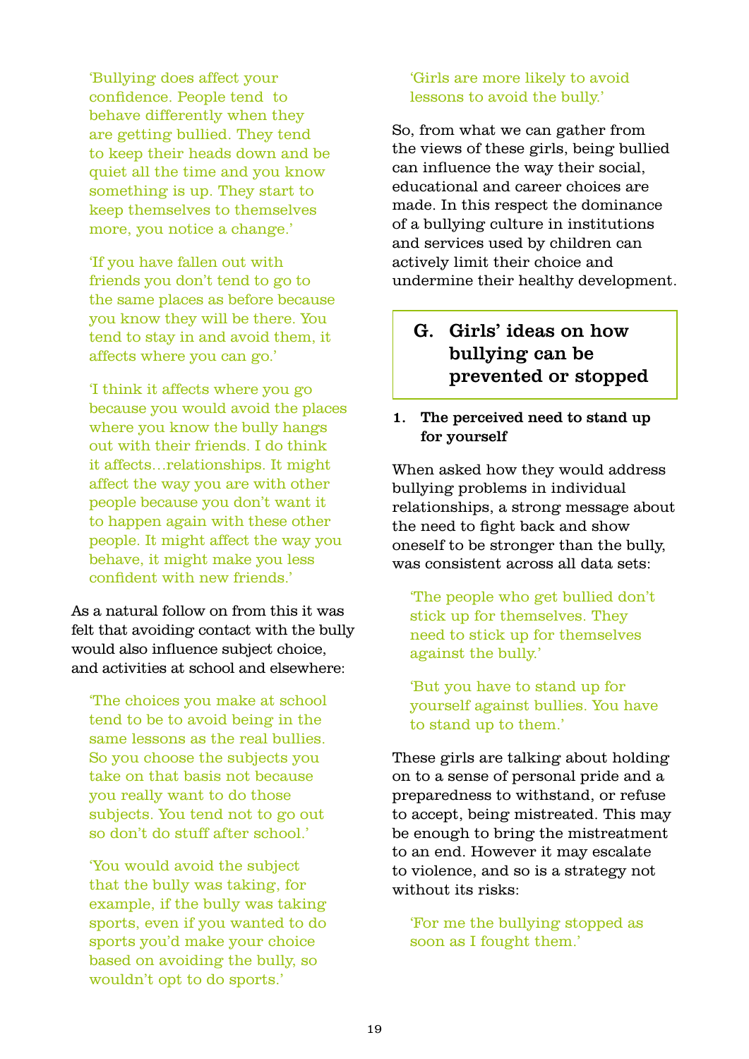> 'Bullying does affect your confidence. People tend to behave differently when they are getting bullied. They tend to keep their heads down and be quiet all the time and you know something is up. They start to keep themselves to themselves more, you notice a change.'

> 'If you have fallen out with friends you don't tend to go to the same places as before because you know they will be there. You tend to stay in and avoid them, it affects where you can go.'

> 'I think it affects where you go because you would avoid the places where you know the bully hangs out with their friends. I do think it affects…relationships. It might affect the way you are with other people because you don't want it to happen again with these other people. It might affect the way you behave, it might make you less confident with new friends.'

As a natural follow on from this it was felt that avoiding contact with the bully would also influence subject choice, and activities at school and elsewhere:

> 'The choices you make at school tend to be to avoid being in the same lessons as the real bullies. So you choose the subjects you take on that basis not because you really want to do those subjects. You tend not to go out so don't do stuff after school.'

> 'You would avoid the subject that the bully was taking, for example, if the bully was taking sports, even if you wanted to do sports you'd make your choice based on avoiding the bully, so wouldn't opt to do sports.'

> 'Girls are more likely to avoid lessons to avoid the bully.'

So, from what we can gather from the views of these girls, being bullied can influence the way their social, educational and career choices are made. In this respect the dominance of a bullying culture in institutions and services used by children can actively limit their choice and undermine their healthy development.

## G. Girls' ideas on how bullying can be prevented or stopped

### 1. The perceived need to stand up for yourself

When asked how they would address bullying problems in individual relationships, a strong message about the need to fight back and show oneself to be stronger than the bully, was consistent across all data sets:

> 'The people who get bullied don't stick up for themselves. They need to stick up for themselves against the bully.'

> 'But you have to stand up for yourself against bullies. You have to stand up to them.'

These girls are talking about holding on to a sense of personal pride and a preparedness to withstand, or refuse to accept, being mistreated. This may be enough to bring the mistreatment to an end. However it may escalate to violence, and so is a strategy not without its risks:

> 'For me the bullying stopped as soon as I fought them.'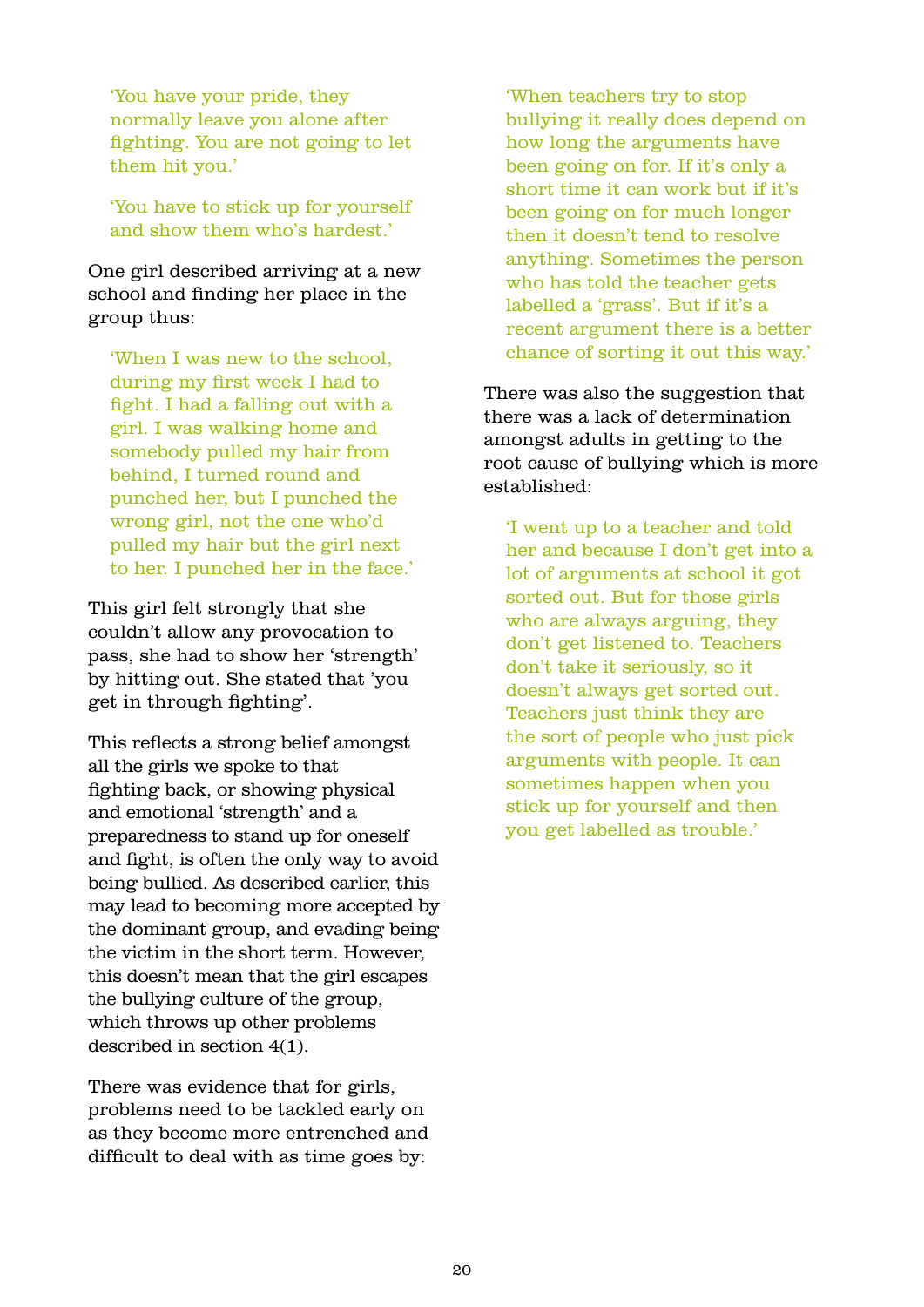> 'You have your pride, they normally leave you alone after fighting. You are not going to let them hit you.'

> 'You have to stick up for yourself and show them who's hardest.'

One girl described arriving at a new school and finding her place in the group thus:

> 'When I was new to the school, during my first week I had to fight. I had a falling out with a girl. I was walking home and somebody pulled my hair from behind, I turned round and punched her, but I punched the wrong girl, not the one who'd pulled my hair but the girl next to her. I punched her in the face.'

This girl felt strongly that she couldn't allow any provocation to pass, she had to show her 'strength' by hitting out. She stated that 'you get in through fighting'.

This reflects a strong belief amongst all the girls we spoke to that fighting back, or showing physical and emotional 'strength' and a preparedness to stand up for oneself and fight, is often the only way to avoid being bullied. As described earlier, this may lead to becoming more accepted by the dominant group, and evading being the victim in the short term. However, this doesn't mean that the girl escapes the bullying culture of the group, which throws up other problems described in section 4(1).

There was evidence that for girls, problems need to be tackled early on as they become more entrenched and difficult to deal with as time goes by:

> 'When teachers try to stop bullying it really does depend on how long the arguments have been going on for. If it's only a short time it can work but if it's been going on for much longer then it doesn't tend to resolve anything. Sometimes the person who has told the teacher gets labelled a 'grass'. But if it's a recent argument there is a better chance of sorting it out this way.'

There was also the suggestion that there was a lack of determination amongst adults in getting to the root cause of bullying which is more established:

> 'I went up to a teacher and told her and because I don't get into a lot of arguments at school it got sorted out. But for those girls who are always arguing, they don't get listened to. Teachers don't take it seriously, so it doesn't always get sorted out. Teachers just think they are the sort of people who just pick arguments with people. It can sometimes happen when you stick up for yourself and then you get labelled as trouble.'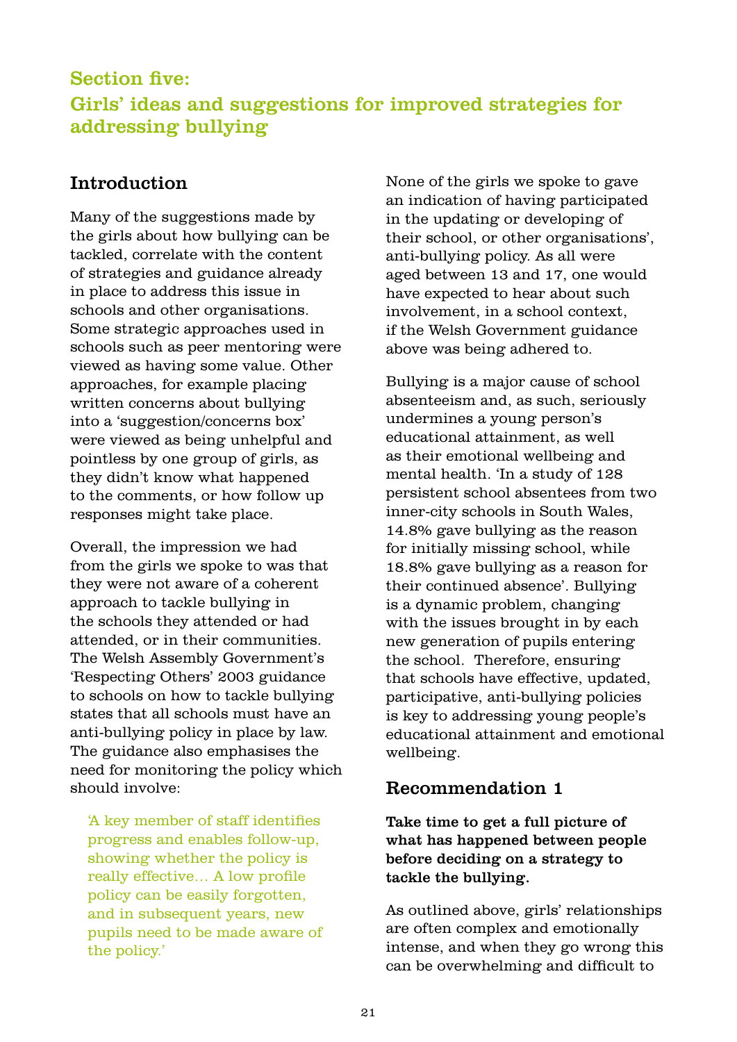## Section five: Girls' ideas and suggestions for improved strategies for addressing bullying

### Introduction

Many of the suggestions made by the girls about how bullying can be tackled, correlate with the content of strategies and guidance already in place to address this issue in schools and other organisations. Some strategic approaches used in schools such as peer mentoring were viewed as having some value. Other approaches, for example placing written concerns about bullying into a 'suggestion/concerns box' were viewed as being unhelpful and pointless by one group of girls, as they didn't know what happened to the comments, or how follow up responses might take place.

Overall, the impression we had from the girls we spoke to was that they were not aware of a coherent approach to tackle bullying in the schools they attended or had attended, or in their communities. The Welsh Assembly Government's 'Respecting Others' 2003 guidance to schools on how to tackle bullying states that all schools must have an anti-bullying policy in place by law. The guidance also emphasises the need for monitoring the policy which should involve:

> 'A key member of staff identifies progress and enables follow-up, showing whether the policy is really effective… A low profile policy can be easily forgotten, and in subsequent years, new pupils need to be made aware of the policy.'

None of the girls we spoke to gave an indication of having participated in the updating or developing of their school, or other organisations', anti-bullying policy. As all were aged between 13 and 17, one would have expected to hear about such involvement, in a school context, if the Welsh Government guidance above was being adhered to.

Bullying is a major cause of school absenteeism and, as such, seriously undermines a young person's educational attainment, as well as their emotional wellbeing and mental health. 'In a study of 128 persistent school absentees from two inner-city schools in South Wales, 14.8% gave bullying as the reason for initially missing school, while 18.8% gave bullying as a reason for their continued absence'. Bullying is a dynamic problem, changing with the issues brought in by each new generation of pupils entering the school. Therefore, ensuring that schools have effective, updated, participative, anti-bullying policies is key to addressing young people's educational attainment and emotional wellbeing.

### Recommendation 1

**Take time to get a full picture of what has happened between people before deciding on a strategy to tackle the bullying.**

As outlined above, girls' relationships are often complex and emotionally intense, and when they go wrong this can be overwhelming and difficult to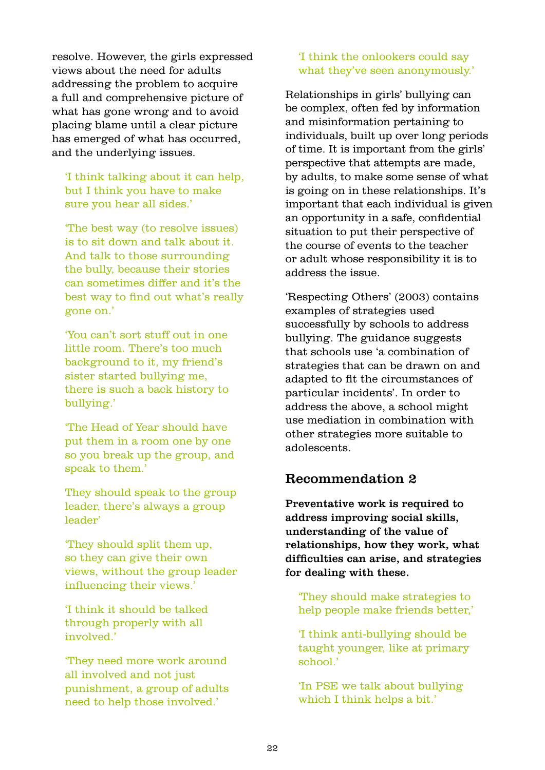resolve. However, the girls expressed views about the need for adults addressing the problem to acquire a full and comprehensive picture of what has gone wrong and to avoid placing blame until a clear picture has emerged of what has occurred, and the underlying issues.

> 'I think talking about it can help, but I think you have to make sure you hear all sides.'

> 'The best way (to resolve issues) is to sit down and talk about it. And talk to those surrounding the bully, because their stories can sometimes differ and it's the best way to find out what's really gone on.'

> 'You can't sort stuff out in one little room. There's too much background to it, my friend's sister started bullying me, there is such a back history to bullying.'

> 'The Head of Year should have put them in a room one by one so you break up the group, and speak to them.'

> They should speak to the group leader, there's always a group leader'

> 'They should split them up, so they can give their own views, without the group leader influencing their views.'

> 'I think it should be talked through properly with all involved.'

> 'They need more work around all involved and not just punishment, a group of adults need to help those involved.'

> 'I think the onlookers could say what they've seen anonymously.'

Relationships in girls' bullying can be complex, often fed by information and misinformation pertaining to individuals, built up over long periods of time. It is important from the girls' perspective that attempts are made, by adults, to make some sense of what is going on in these relationships. It's important that each individual is given an opportunity in a safe, confidential situation to put their perspective of the course of events to the teacher or adult whose responsibility it is to address the issue.

'Respecting Others' (2003) contains examples of strategies used successfully by schools to address bullying. The guidance suggests that schools use 'a combination of strategies that can be drawn on and adapted to fit the circumstances of particular incidents'. In order to address the above, a school might use mediation in combination with other strategies more suitable to adolescents.

## Recommendation 2

**Preventative work is required to address improving social skills, understanding of the value of relationships, how they work, what difficulties can arise, and strategies for dealing with these.**

> 'They should make strategies to help people make friends better,'

> 'I think anti-bullying should be taught younger, like at primary school.'

> 'In PSE we talk about bullying which I think helps a bit.'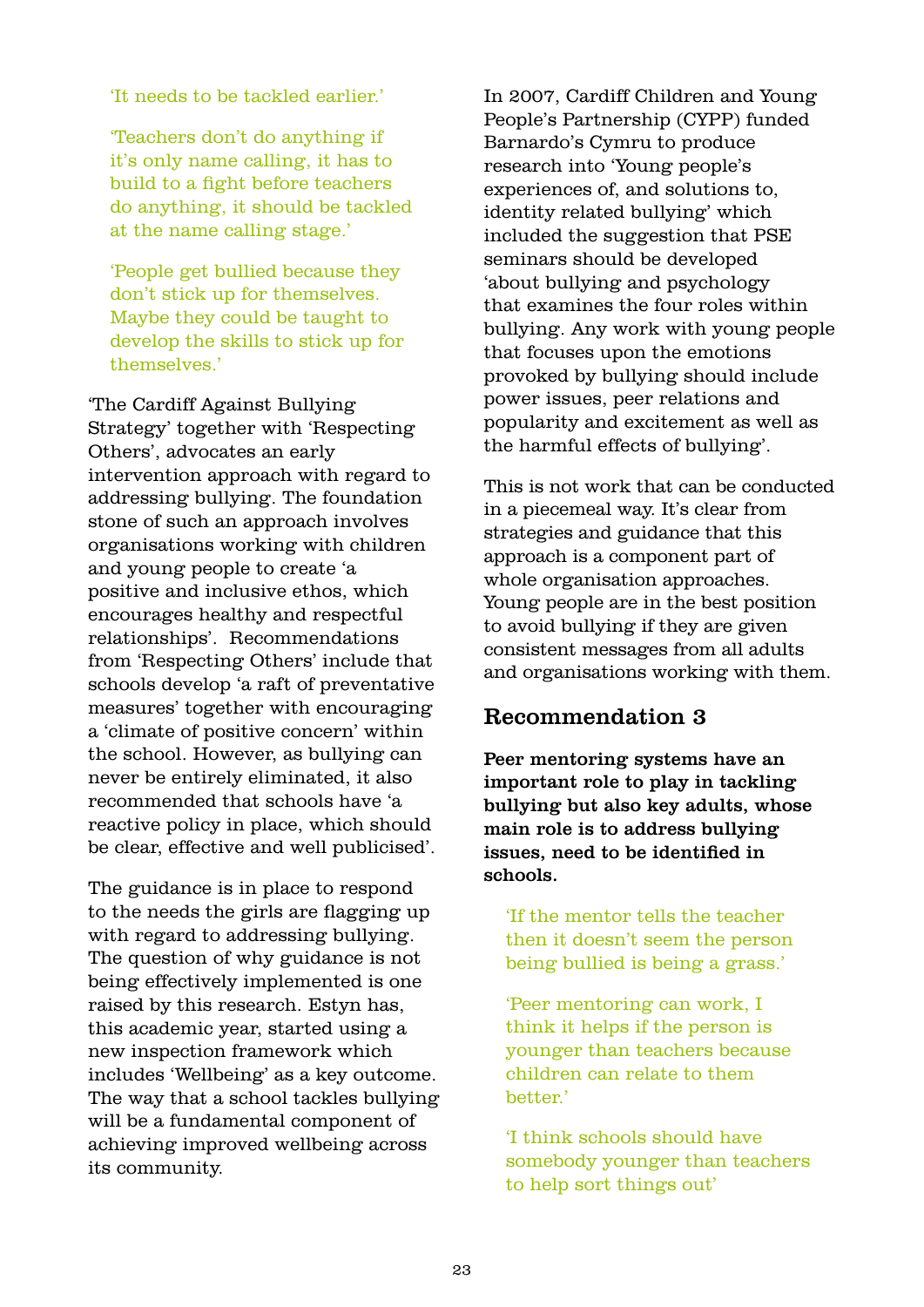> 'It needs to be tackled earlier.'

> 'Teachers don't do anything if it's only name calling, it has to build to a fight before teachers do anything, it should be tackled at the name calling stage.'

> 'People get bullied because they don't stick up for themselves. Maybe they could be taught to develop the skills to stick up for themselves.'

'The Cardiff Against Bullying Strategy' together with 'Respecting Others', advocates an early intervention approach with regard to addressing bullying. The foundation stone of such an approach involves organisations working with children and young people to create 'a positive and inclusive ethos, which encourages healthy and respectful relationships'. Recommendations from 'Respecting Others' include that schools develop 'a raft of preventative measures' together with encouraging a 'climate of positive concern' within the school. However, as bullying can never be entirely eliminated, it also recommended that schools have 'a reactive policy in place, which should be clear, effective and well publicised'.

The guidance is in place to respond to the needs the girls are flagging up with regard to addressing bullying. The question of why guidance is not being effectively implemented is one raised by this research. Estyn has, this academic year, started using a new inspection framework which includes 'Wellbeing' as a key outcome. The way that a school tackles bullying will be a fundamental component of achieving improved wellbeing across its community.

In 2007, Cardiff Children and Young People's Partnership (CYPP) funded Barnardo's Cymru to produce research into 'Young people's experiences of, and solutions to, identity related bullying' which included the suggestion that PSE seminars should be developed 'about bullying and psychology that examines the four roles within bullying. Any work with young people that focuses upon the emotions provoked by bullying should include power issues, peer relations and popularity and excitement as well as the harmful effects of bullying'.

This is not work that can be conducted in a piecemeal way. It's clear from strategies and guidance that this approach is a component part of whole organisation approaches. Young people are in the best position to avoid bullying if they are given consistent messages from all adults and organisations working with them.

## Recommendation 3

**Peer mentoring systems have an important role to play in tackling bullying but also key adults, whose main role is to address bullying issues, need to be identified in schools.**

> 'If the mentor tells the teacher then it doesn't seem the person being bullied is being a grass.'

> 'Peer mentoring can work, I think it helps if the person is younger than teachers because children can relate to them better.'

> 'I think schools should have somebody younger than teachers to help sort things out'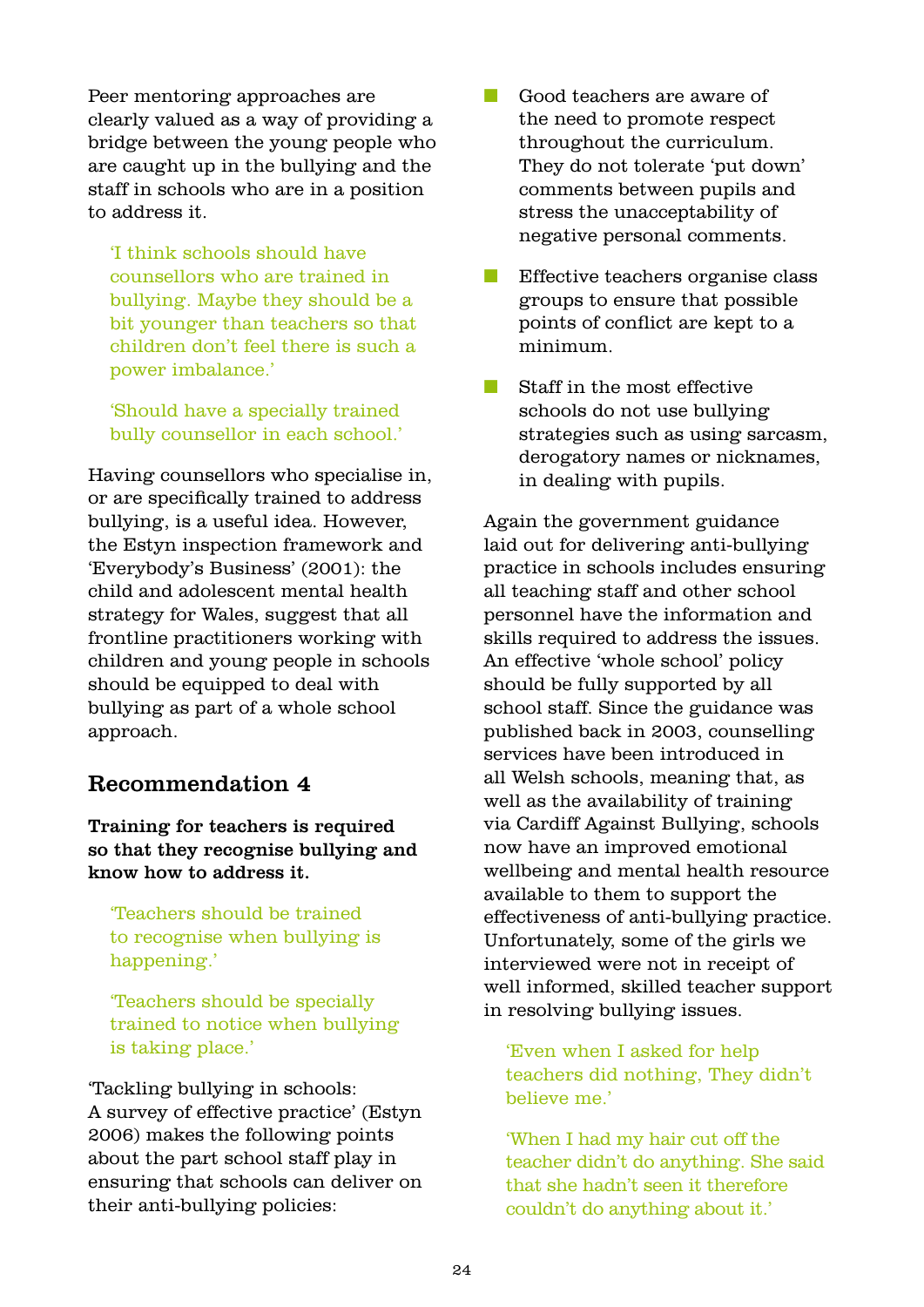Peer mentoring approaches are clearly valued as a way of providing a bridge between the young people who are caught up in the bullying and the staff in schools who are in a position to address it.

> 'I think schools should have counsellors who are trained in bullying. Maybe they should be a bit younger than teachers so that children don't feel there is such a power imbalance.'

> 'Should have a specially trained bully counsellor in each school.'

Having counsellors who specialise in, or are specifically trained to address bullying, is a useful idea. However, the Estyn inspection framework and 'Everybody's Business' (2001): the child and adolescent mental health strategy for Wales, suggest that all frontline practitioners working with children and young people in schools should be equipped to deal with bullying as part of a whole school approach.

## Recommendation 4

**Training for teachers is required so that they recognise bullying and know how to address it.**

> 'Teachers should be trained to recognise when bullying is happening.'

> 'Teachers should be specially trained to notice when bullying is taking place.'

'Tackling bullying in schools: A survey of effective practice' (Estyn 2006) makes the following points about the part school staff play in ensuring that schools can deliver on their anti-bullying policies:

- Good teachers are aware of the need to promote respect throughout the curriculum. They do not tolerate 'put down' comments between pupils and stress the unacceptability of negative personal comments.
- Effective teachers organise class groups to ensure that possible points of conflict are kept to a minimum.
- Staff in the most effective schools do not use bullying strategies such as using sarcasm, derogatory names or nicknames, in dealing with pupils.

Again the government guidance laid out for delivering anti-bullying practice in schools includes ensuring all teaching staff and other school personnel have the information and skills required to address the issues. An effective 'whole school' policy should be fully supported by all school staff. Since the guidance was published back in 2003, counselling services have been introduced in all Welsh schools, meaning that, as well as the availability of training via Cardiff Against Bullying, schools now have an improved emotional wellbeing and mental health resource available to them to support the effectiveness of anti-bullying practice. Unfortunately, some of the girls we interviewed were not in receipt of well informed, skilled teacher support in resolving bullying issues.

> 'Even when I asked for help teachers did nothing, They didn't believe me.'

> 'When I had my hair cut off the teacher didn't do anything. She said that she hadn't seen it therefore couldn't do anything about it.'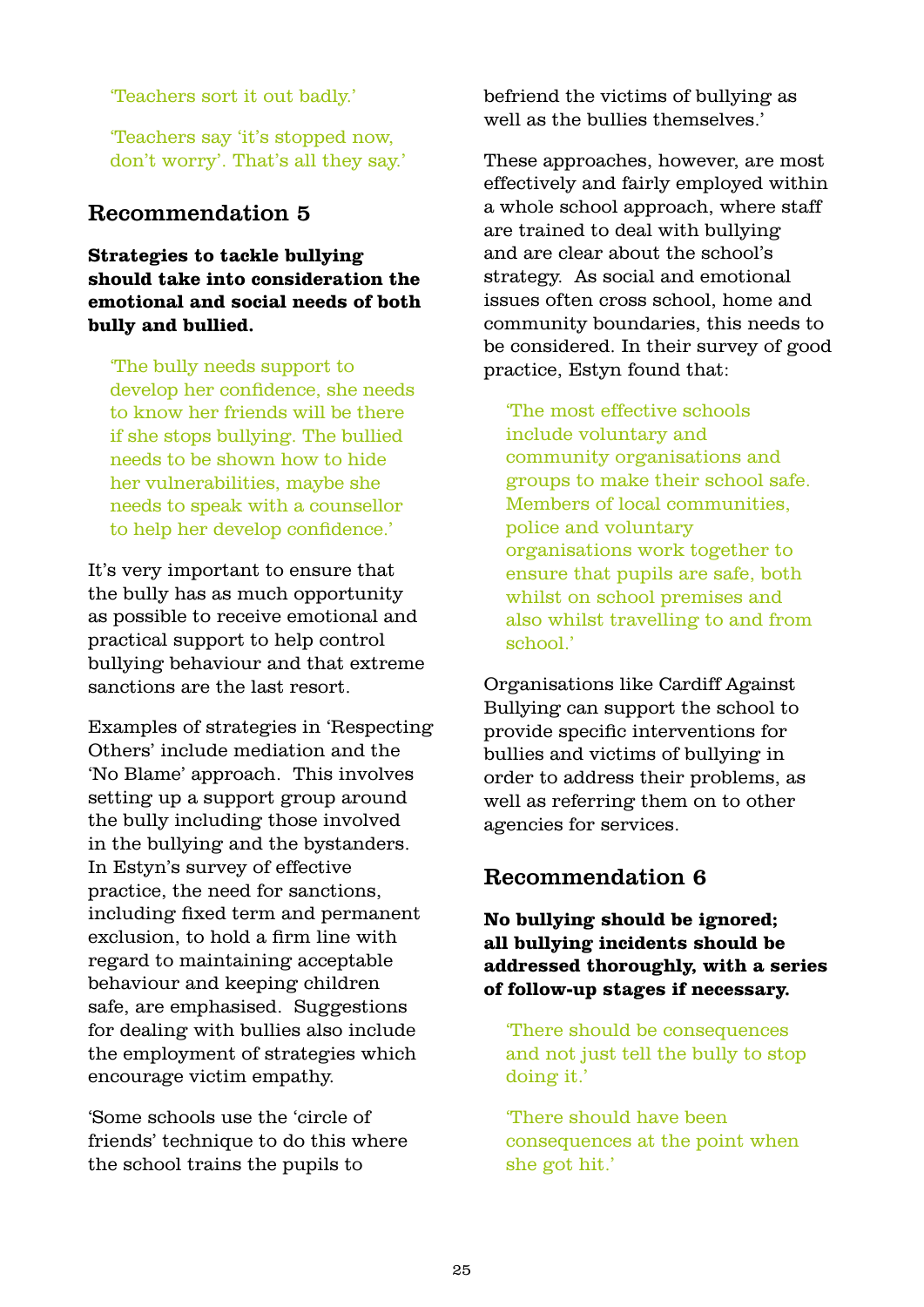'Teachers sort it out badly.'

'Teachers say 'it's stopped now, don't worry'. That's all they say.'

## Recommendation 5

**Strategies to tackle bullying should take into consideration the emotional and social needs of both bully and bullied.**

'The bully needs support to develop her confidence, she needs to know her friends will be there if she stops bullying. The bullied needs to be shown how to hide her vulnerabilities, maybe she needs to speak with a counsellor to help her develop confidence.'

It's very important to ensure that the bully has as much opportunity as possible to receive emotional and practical support to help control bullying behaviour and that extreme sanctions are the last resort.

Examples of strategies in 'Respecting Others' include mediation and the 'No Blame' approach. This involves setting up a support group around the bully including those involved in the bullying and the bystanders. In Estyn's survey of effective practice, the need for sanctions, including fixed term and permanent exclusion, to hold a firm line with regard to maintaining acceptable behaviour and keeping children safe, are emphasised. Suggestions for dealing with bullies also include the employment of strategies which encourage victim empathy.

'Some schools use the 'circle of friends' technique to do this where the school trains the pupils to befriend the victims of bullying as well as the bullies themselves.'

These approaches, however, are most effectively and fairly employed within a whole school approach, where staff are trained to deal with bullying and are clear about the school's strategy. As social and emotional issues often cross school, home and community boundaries, this needs to be considered. In their survey of good practice, Estyn found that:

'The most effective schools include voluntary and community organisations and groups to make their school safe. Members of local communities, police and voluntary organisations work together to ensure that pupils are safe, both whilst on school premises and also whilst travelling to and from school.'

Organisations like Cardiff Against Bullying can support the school to provide specific interventions for bullies and victims of bullying in order to address their problems, as well as referring them on to other agencies for services.

## Recommendation 6

**No bullying should be ignored; all bullying incidents should be addressed thoroughly, with a series of follow-up stages if necessary.**

'There should be consequences and not just tell the bully to stop doing it.'

'There should have been consequences at the point when she got hit.'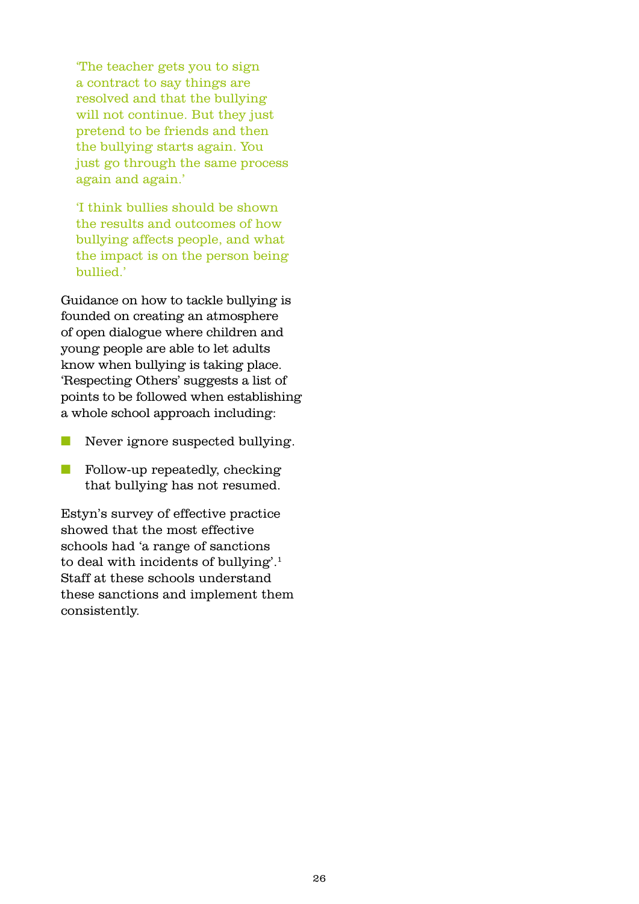> 'The teacher gets you to sign a contract to say things are resolved and that the bullying will not continue. But they just pretend to be friends and then the bullying starts again. You just go through the same process again and again.'

> 'I think bullies should be shown the results and outcomes of how bullying affects people, and what the impact is on the person being bullied.'

Guidance on how to tackle bullying is founded on creating an atmosphere of open dialogue where children and young people are able to let adults know when bullying is taking place. 'Respecting Others' suggests a list of points to be followed when establishing a whole school approach including:

- Never ignore suspected bullying.
- Follow-up repeatedly, checking that bullying has not resumed.

Estyn's survey of effective practice showed that the most effective schools had 'a range of sanctions to deal with incidents of bullying'.[1] Staff at these schools understand these sanctions and implement them consistently.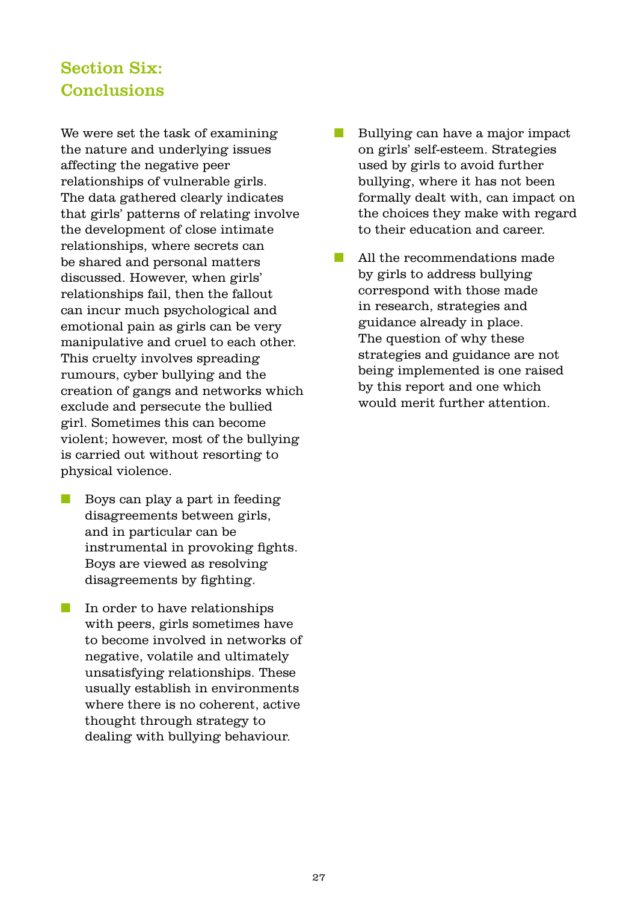## Section Six: Conclusions

We were set the task of examining the nature and underlying issues affecting the negative peer relationships of vulnerable girls. The data gathered clearly indicates that girls' patterns of relating involve the development of close intimate relationships, where secrets can be shared and personal matters discussed. However, when girls' relationships fail, then the fallout can incur much psychological and emotional pain as girls can be very manipulative and cruel to each other. This cruelty involves spreading rumours, cyber bullying and the creation of gangs and networks which exclude and persecute the bullied girl. Sometimes this can become violent; however, most of the bullying is carried out without resorting to physical violence.

- Boys can play a part in feeding disagreements between girls, and in particular can be instrumental in provoking fights. Boys are viewed as resolving disagreements by fighting.
- In order to have relationships with peers, girls sometimes have to become involved in networks of negative, volatile and ultimately unsatisfying relationships. These usually establish in environments where there is no coherent, active thought through strategy to dealing with bullying behaviour.
- Bullying can have a major impact on girls' self-esteem. Strategies used by girls to avoid further bullying, where it has not been formally dealt with, can impact on the choices they make with regard to their education and career.
- All the recommendations made by girls to address bullying correspond with those made in research, strategies and guidance already in place. The question of why these strategies and guidance are not being implemented is one raised by this report and one which would merit further attention.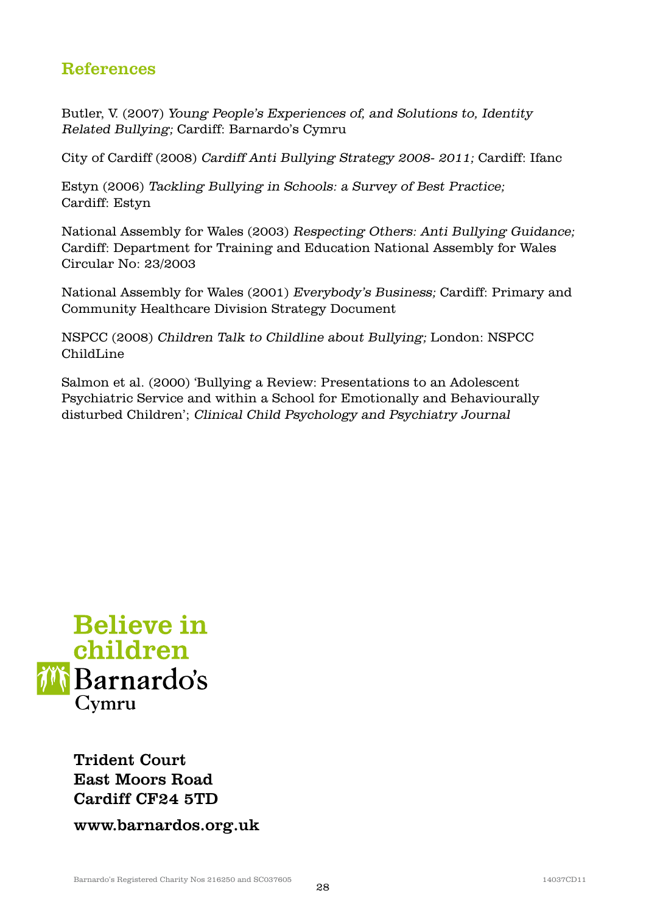## References

Butler, V. (2007) *Young People's Experiences of, and Solutions to, Identity Related Bullying;* Cardiff: Barnardo's Cymru

City of Cardiff (2008) *Cardiff Anti Bullying Strategy 2008- 2011;* Cardiff: Ifanc

Estyn (2006) *Tackling Bullying in Schools: a Survey of Best Practice;* Cardiff: Estyn

National Assembly for Wales (2003) *Respecting Others: Anti Bullying Guidance;* Cardiff: Department for Training and Education National Assembly for Wales Circular No: 23/2003

National Assembly for Wales (2001) *Everybody's Business;* Cardiff: Primary and Community Healthcare Division Strategy Document

NSPCC (2008) *Children Talk to Childline about Bullying;* London: NSPCC ChildLine

Salmon et al. (2000) 'Bullying a Review: Presentations to an Adolescent Psychiatric Service and within a School for Emotionally and Behaviourally disturbed Children'; *Clinical Child Psychology and Psychiatry Journal*

Believe in children

Barnardo's Cymru

**Trident Court**
**East Moors Road**
**Cardiff CF24 5TD**

**www.barnardos.org.uk**

Barnardo's Registered Charity Nos 216250 and SC037605

14037CD11